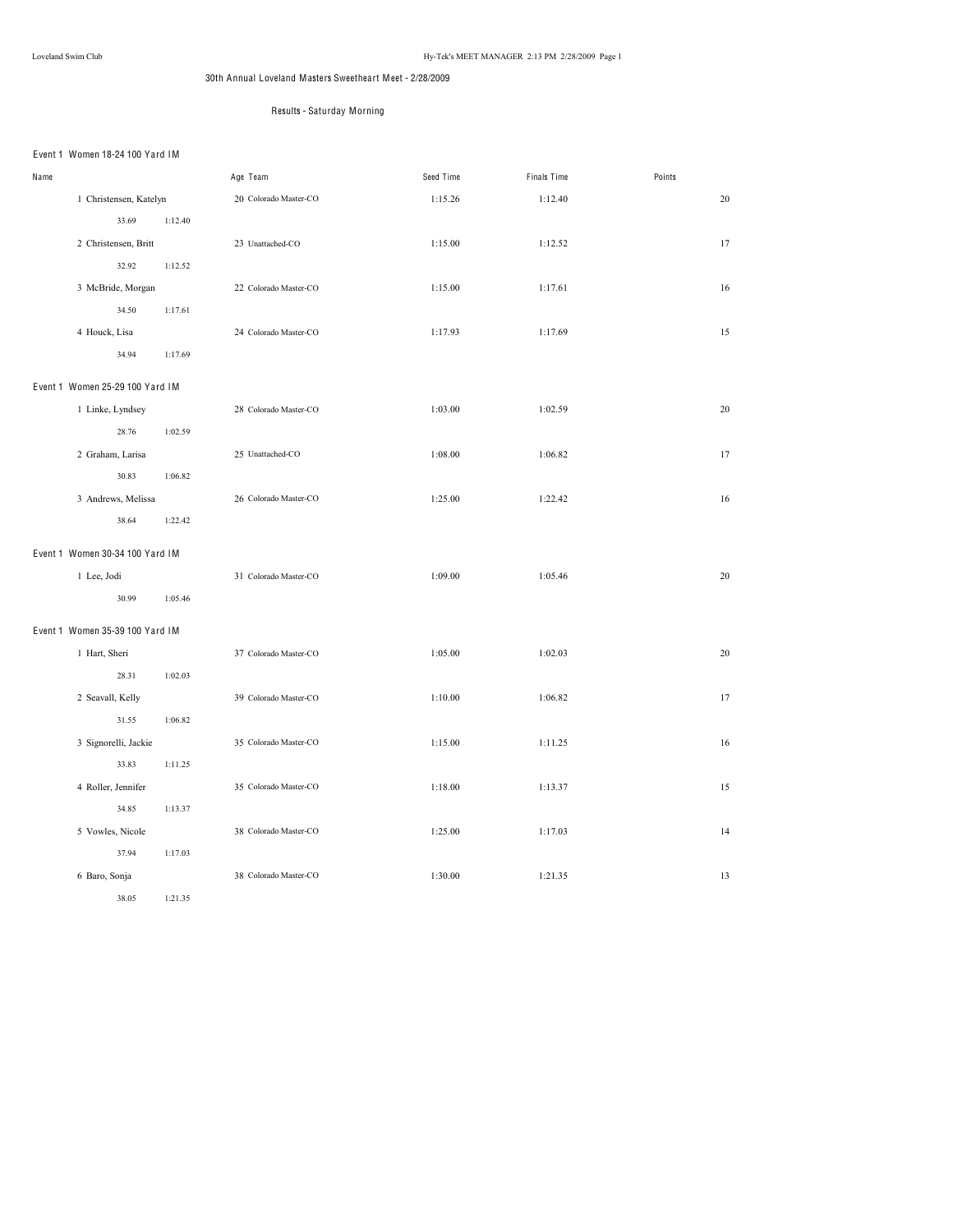# 30th Annual Loveland Masters Sweetheart Meet - 2/28/2009

## Results - Saturday Morning

### Event 1 Women 18-24 100 Yard IM

| Name | Age | Team | Seed Time | Finals Time | Points |
|---|---|---|---|---|---|
| 1 Christensen, Katelyn | 20 | Colorado Master-CO | 1:15.26 | 1:12.40 | 20 |
| 33.69 1:12.40 | | | | | |
| 2 Christensen, Britt | 23 | Unattached-CO | 1:15.00 | 1:12.52 | 17 |
| 32.92 1:12.52 | | | | | |
| 3 McBride, Morgan | 22 | Colorado Master-CO | 1:15.00 | 1:17.61 | 16 |
| 34.50 1:17.61 | | | | | |
| 4 Houck, Lisa | 24 | Colorado Master-CO | 1:17.93 | 1:17.69 | 15 |
| 34.94 1:17.69 | | | | | |

### Event 1 Women 25-29 100 Yard IM

| Name | Age | Team | Seed Time | Finals Time | Points |
|---|---|---|---|---|---|
| 1 Linke, Lyndsey | 28 | Colorado Master-CO | 1:03.00 | 1:02.59 | 20 |
| 28.76 1:02.59 | | | | | |
| 2 Graham, Larisa | 25 | Unattached-CO | 1:08.00 | 1:06.82 | 17 |
| 30.83 1:06.82 | | | | | |
| 3 Andrews, Melissa | 26 | Colorado Master-CO | 1:25.00 | 1:22.42 | 16 |
| 38.64 1:22.42 | | | | | |

### Event 1 Women 30-34 100 Yard IM

| Name | Age | Team | Seed Time | Finals Time | Points |
|---|---|---|---|---|---|
| 1 Lee, Jodi | 31 | Colorado Master-CO | 1:09.00 | 1:05.46 | 20 |
| 30.99 1:05.46 | | | | | |

### Event 1 Women 35-39 100 Yard IM

| Name | Age | Team | Seed Time | Finals Time | Points |
|---|---|---|---|---|---|
| 1 Hart, Sheri | 37 | Colorado Master-CO | 1:05.00 | 1:02.03 | 20 |
| 28.31 1:02.03 | | | | | |
| 2 Seavall, Kelly | 39 | Colorado Master-CO | 1:10.00 | 1:06.82 | 17 |
| 31.55 1:06.82 | | | | | |
| 3 Signorelli, Jackie | 35 | Colorado Master-CO | 1:15.00 | 1:11.25 | 16 |
| 33.83 1:11.25 | | | | | |
| 4 Roller, Jennifer | 35 | Colorado Master-CO | 1:18.00 | 1:13.37 | 15 |
| 34.85 1:13.37 | | | | | |
| 5 Vowles, Nicole | 38 | Colorado Master-CO | 1:25.00 | 1:17.03 | 14 |
| 37.94 1:17.03 | | | | | |
| 6 Baro, Sonja | 38 | Colorado Master-CO | 1:30.00 | 1:21.35 | 13 |
| 38.05 1:21.35 | | | | | |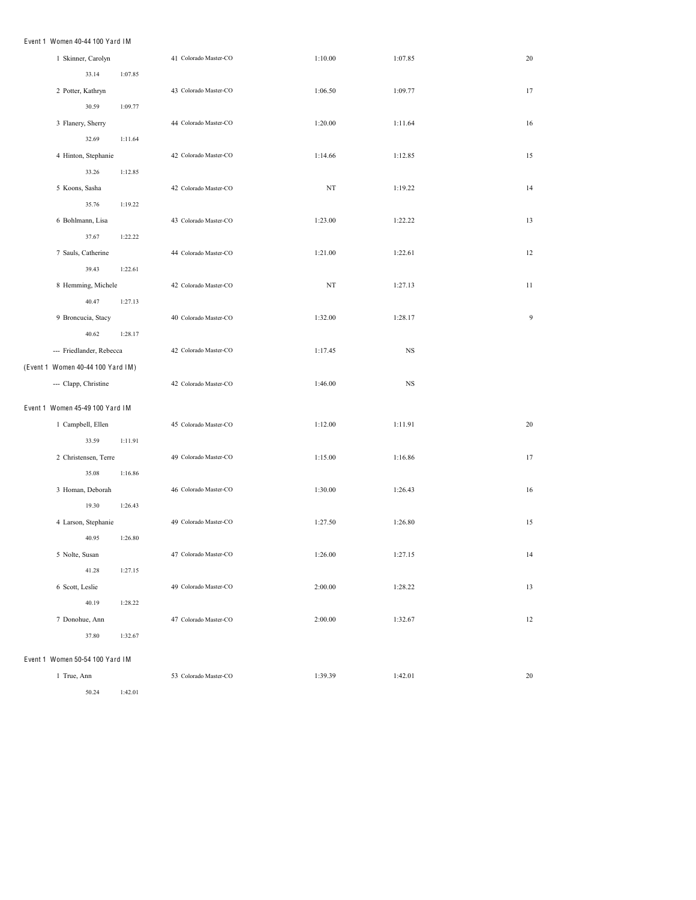### Event 1 Women 40-44 100 Yard IM

| Place | Name | Age | Team | Seed Time | Finals Time | Points |
|---|---|---|---|---|---|---|
| 1 | Skinner, Carolyn | 41 | Colorado Master-CO | 1:10.00 | 1:07.85 | 20 |
| | 33.14 1:07.85 | | | | | |
| 2 | Potter, Kathryn | 43 | Colorado Master-CO | 1:06.50 | 1:09.77 | 17 |
| | 30.59 1:09.77 | | | | | |
| 3 | Flanery, Sherry | 44 | Colorado Master-CO | 1:20.00 | 1:11.64 | 16 |
| | 32.69 1:11.64 | | | | | |
| 4 | Hinton, Stephanie | 42 | Colorado Master-CO | 1:14.66 | 1:12.85 | 15 |
| | 33.26 1:12.85 | | | | | |
| 5 | Koons, Sasha | 42 | Colorado Master-CO | NT | 1:19.22 | 14 |
| | 35.76 1:19.22 | | | | | |
| 6 | Bohlmann, Lisa | 43 | Colorado Master-CO | 1:23.00 | 1:22.22 | 13 |
| | 37.67 1:22.22 | | | | | |
| 7 | Sauls, Catherine | 44 | Colorado Master-CO | 1:21.00 | 1:22.61 | 12 |
| | 39.43 1:22.61 | | | | | |
| 8 | Hemming, Michele | 42 | Colorado Master-CO | NT | 1:27.13 | 11 |
| | 40.47 1:27.13 | | | | | |
| 9 | Broncucia, Stacy | 40 | Colorado Master-CO | 1:32.00 | 1:28.17 | 9 |
| | 40.62 1:28.17 | | | | | |
| --- | Friedlander, Rebecca | 42 | Colorado Master-CO | 1:17.45 | NS | |

(Event 1 Women 40-44 100 Yard IM)

| Place | Name | Age | Team | Seed Time | Finals Time | Points |
|---|---|---|---|---|---|---|
| --- | Clapp, Christine | 42 | Colorado Master-CO | 1:46.00 | NS | |

### Event 1 Women 45-49 100 Yard IM

| Place | Name | Age | Team | Seed Time | Finals Time | Points |
|---|---|---|---|---|---|---|
| 1 | Campbell, Ellen | 45 | Colorado Master-CO | 1:12.00 | 1:11.91 | 20 |
| | 33.59 1:11.91 | | | | | |
| 2 | Christensen, Terre | 49 | Colorado Master-CO | 1:15.00 | 1:16.86 | 17 |
| | 35.08 1:16.86 | | | | | |
| 3 | Homan, Deborah | 46 | Colorado Master-CO | 1:30.00 | 1:26.43 | 16 |
| | 19.30 1:26.43 | | | | | |
| 4 | Larson, Stephanie | 49 | Colorado Master-CO | 1:27.50 | 1:26.80 | 15 |
| | 40.95 1:26.80 | | | | | |
| 5 | Nolte, Susan | 47 | Colorado Master-CO | 1:26.00 | 1:27.15 | 14 |
| | 41.28 1:27.15 | | | | | |
| 6 | Scott, Leslie | 49 | Colorado Master-CO | 2:00.00 | 1:28.22 | 13 |
| | 40.19 1:28.22 | | | | | |
| 7 | Donohue, Ann | 47 | Colorado Master-CO | 2:00.00 | 1:32.67 | 12 |
| | 37.80 1:32.67 | | | | | |

### Event 1 Women 50-54 100 Yard IM

| Place | Name | Age | Team | Seed Time | Finals Time | Points |
|---|---|---|---|---|---|---|
| 1 | True, Ann | 53 | Colorado Master-CO | 1:39.39 | 1:42.01 | 20 |
| | 50.24 1:42.01 | | | | | |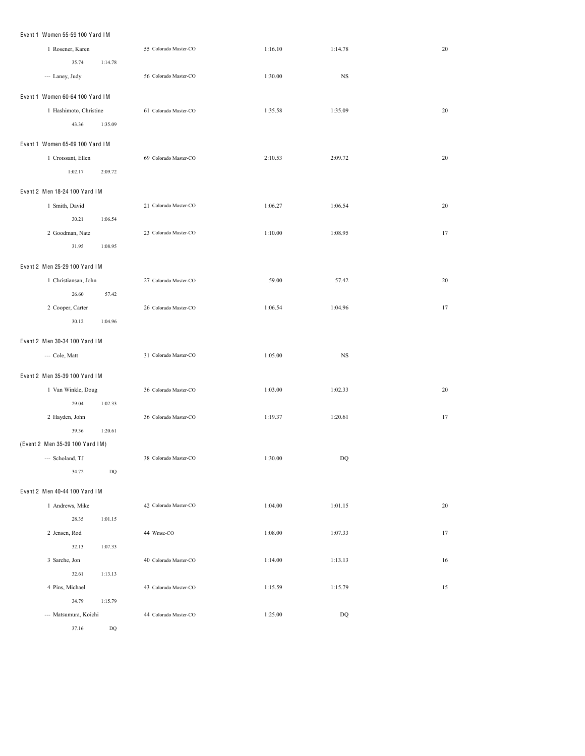Event 1 Women 55-59 100 Yard IM

| | | | | | |
|---|---|---|---|---|---|
| 1 Rosener, Karen | 55 Colorado Master-CO | 1:16.10 | 1:14.78 | 20 |
| 35.74 1:14.78 | | | | |
| --- Laney, Judy | 56 Colorado Master-CO | 1:30.00 | NS | |

Event 1 Women 60-64 100 Yard IM

| | | | | |
|---|---|---|---|---|
| 1 Hashimoto, Christine | 61 Colorado Master-CO | 1:35.58 | 1:35.09 | 20 |
| 43.36 1:35.09 | | | | |

Event 1 Women 65-69 100 Yard IM

| | | | | |
|---|---|---|---|---|
| 1 Croissant, Ellen | 69 Colorado Master-CO | 2:10.53 | 2:09.72 | 20 |
| 1:02.17 2:09.72 | | | | |

Event 2 Men 18-24 100 Yard IM

| | | | | |
|---|---|---|---|---|
| 1 Smith, David | 21 Colorado Master-CO | 1:06.27 | 1:06.54 | 20 |
| 30.21 1:06.54 | | | | |
| 2 Goodman, Nate | 23 Colorado Master-CO | 1:10.00 | 1:08.95 | 17 |
| 31.95 1:08.95 | | | | |

Event 2 Men 25-29 100 Yard IM

| | | | | |
|---|---|---|---|---|
| 1 Christiansan, John | 27 Colorado Master-CO | 59.00 | 57.42 | 20 |
| 26.60 57.42 | | | | |
| 2 Cooper, Carter | 26 Colorado Master-CO | 1:06.54 | 1:04.96 | 17 |
| 30.12 1:04.96 | | | | |

Event 2 Men 30-34 100 Yard IM

| | | | | |
|---|---|---|---|---|
| --- Cole, Matt | 31 Colorado Master-CO | 1:05.00 | NS | |

Event 2 Men 35-39 100 Yard IM

| | | | | |
|---|---|---|---|---|
| 1 Van Winkle, Doug | 36 Colorado Master-CO | 1:03.00 | 1:02.33 | 20 |
| 29.04 1:02.33 | | | | |
| 2 Hayden, John | 36 Colorado Master-CO | 1:19.37 | 1:20.61 | 17 |
| 39.36 1:20.61 | | | | |

(Event 2 Men 35-39 100 Yard IM)

| | | | | |
|---|---|---|---|---|
| --- Scholand, TJ | 38 Colorado Master-CO | 1:30.00 | DQ | |
| 34.72 DQ | | | | |

Event 2 Men 40-44 100 Yard IM

| | | | | |
|---|---|---|---|---|
| 1 Andrews, Mike | 42 Colorado Master-CO | 1:04.00 | 1:01.15 | 20 |
| 28.35 1:01.15 | | | | |
| 2 Jensen, Rod | 44 Wmsc-CO | 1:08.00 | 1:07.33 | 17 |
| 32.13 1:07.33 | | | | |
| 3 Sarche, Jon | 40 Colorado Master-CO | 1:14.00 | 1:13.13 | 16 |
| 32.61 1:13.13 | | | | |
| 4 Pins, Michael | 43 Colorado Master-CO | 1:15.59 | 1:15.79 | 15 |
| 34.79 1:15.79 | | | | |
| --- Matsumura, Koichi | 44 Colorado Master-CO | 1:25.00 | DQ | |
| 37.16 DQ | | | | |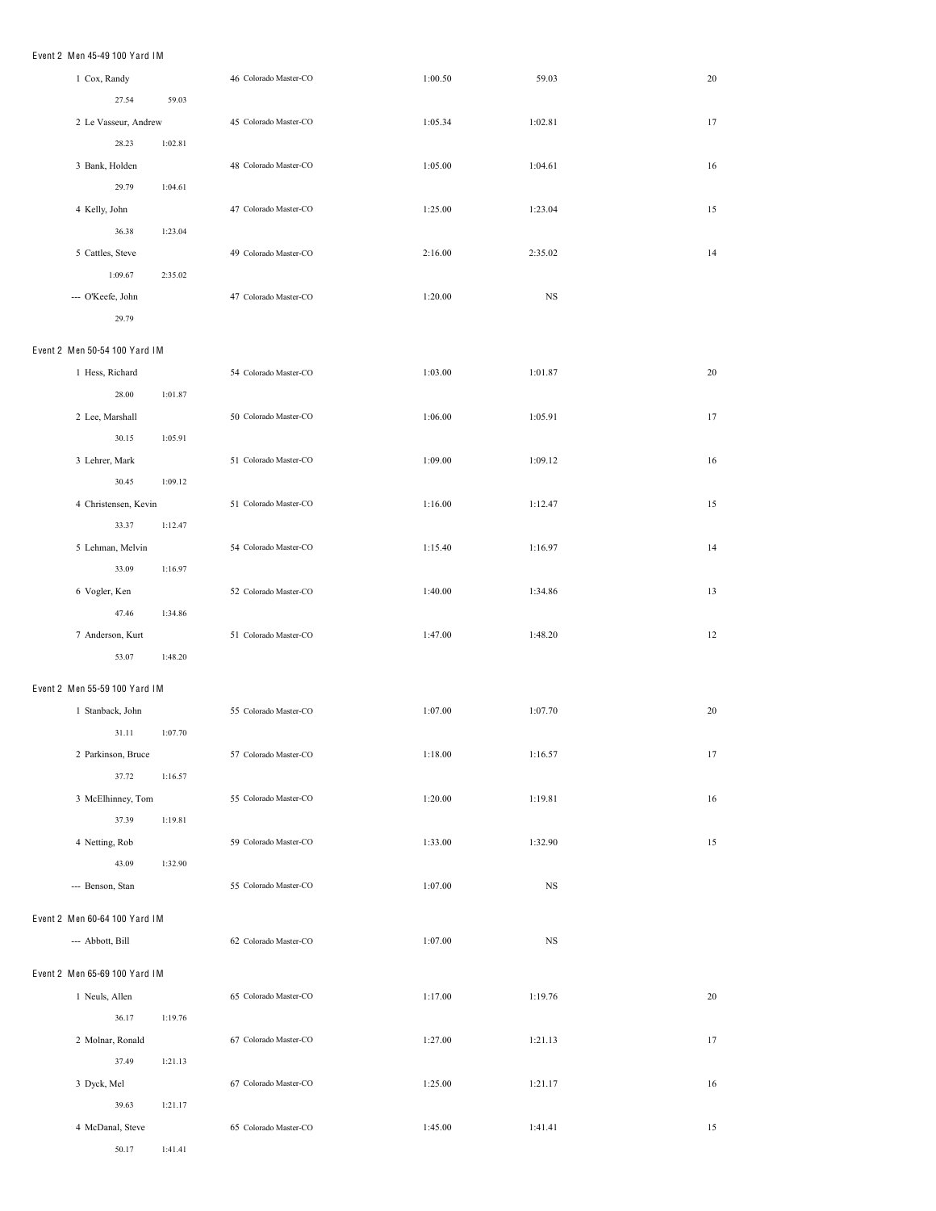Event 2 Men 45-49 100 Yard IM

| Place | Name | Age | Team | Seed Time | Finals Time | Points |
|---|---|---|---|---|---|---|
| 1 | Cox, Randy | 46 | Colorado Master-CO | 1:00.50 | 59.03 | 20 |
| | 27.54 59.03 | | | | | |
| 2 | Le Vasseur, Andrew | 45 | Colorado Master-CO | 1:05.34 | 1:02.81 | 17 |
| | 28.23 1:02.81 | | | | | |
| 3 | Bank, Holden | 48 | Colorado Master-CO | 1:05.00 | 1:04.61 | 16 |
| | 29.79 1:04.61 | | | | | |
| 4 | Kelly, John | 47 | Colorado Master-CO | 1:25.00 | 1:23.04 | 15 |
| | 36.38 1:23.04 | | | | | |
| 5 | Cattles, Steve | 49 | Colorado Master-CO | 2:16.00 | 2:35.02 | 14 |
| | 1:09.67 2:35.02 | | | | | |
| --- | O'Keefe, John | 47 | Colorado Master-CO | 1:20.00 | NS | |
| | 29.79 | | | | | |

Event 2 Men 50-54 100 Yard IM

| Place | Name | Age | Team | Seed Time | Finals Time | Points |
|---|---|---|---|---|---|---|
| 1 | Hess, Richard | 54 | Colorado Master-CO | 1:03.00 | 1:01.87 | 20 |
| | 28.00 1:01.87 | | | | | |
| 2 | Lee, Marshall | 50 | Colorado Master-CO | 1:06.00 | 1:05.91 | 17 |
| | 30.15 1:05.91 | | | | | |
| 3 | Lehrer, Mark | 51 | Colorado Master-CO | 1:09.00 | 1:09.12 | 16 |
| | 30.45 1:09.12 | | | | | |
| 4 | Christensen, Kevin | 51 | Colorado Master-CO | 1:16.00 | 1:12.47 | 15 |
| | 33.37 1:12.47 | | | | | |
| 5 | Lehman, Melvin | 54 | Colorado Master-CO | 1:15.40 | 1:16.97 | 14 |
| | 33.09 1:16.97 | | | | | |
| 6 | Vogler, Ken | 52 | Colorado Master-CO | 1:40.00 | 1:34.86 | 13 |
| | 47.46 1:34.86 | | | | | |
| 7 | Anderson, Kurt | 51 | Colorado Master-CO | 1:47.00 | 1:48.20 | 12 |
| | 53.07 1:48.20 | | | | | |

Event 2 Men 55-59 100 Yard IM

| Place | Name | Age | Team | Seed Time | Finals Time | Points |
|---|---|---|---|---|---|---|
| 1 | Stanback, John | 55 | Colorado Master-CO | 1:07.00 | 1:07.70 | 20 |
| | 31.11 1:07.70 | | | | | |
| 2 | Parkinson, Bruce | 57 | Colorado Master-CO | 1:18.00 | 1:16.57 | 17 |
| | 37.72 1:16.57 | | | | | |
| 3 | McElhinney, Tom | 55 | Colorado Master-CO | 1:20.00 | 1:19.81 | 16 |
| | 37.39 1:19.81 | | | | | |
| 4 | Netting, Rob | 59 | Colorado Master-CO | 1:33.00 | 1:32.90 | 15 |
| | 43.09 1:32.90 | | | | | |
| --- | Benson, Stan | 55 | Colorado Master-CO | 1:07.00 | NS | |

Event 2 Men 60-64 100 Yard IM

| Place | Name | Age | Team | Seed Time | Finals Time | Points |
|---|---|---|---|---|---|---|
| --- | Abbott, Bill | 62 | Colorado Master-CO | 1:07.00 | NS | |

Event 2 Men 65-69 100 Yard IM

| Place | Name | Age | Team | Seed Time | Finals Time | Points |
|---|---|---|---|---|---|---|
| 1 | Neuls, Allen | 65 | Colorado Master-CO | 1:17.00 | 1:19.76 | 20 |
| | 36.17 1:19.76 | | | | | |
| 2 | Molnar, Ronald | 67 | Colorado Master-CO | 1:27.00 | 1:21.13 | 17 |
| | 37.49 1:21.13 | | | | | |
| 3 | Dyck, Mel | 67 | Colorado Master-CO | 1:25.00 | 1:21.17 | 16 |
| | 39.63 1:21.17 | | | | | |
| 4 | McDanal, Steve | 65 | Colorado Master-CO | 1:45.00 | 1:41.41 | 15 |
| | 50.17 1:41.41 | | | | | |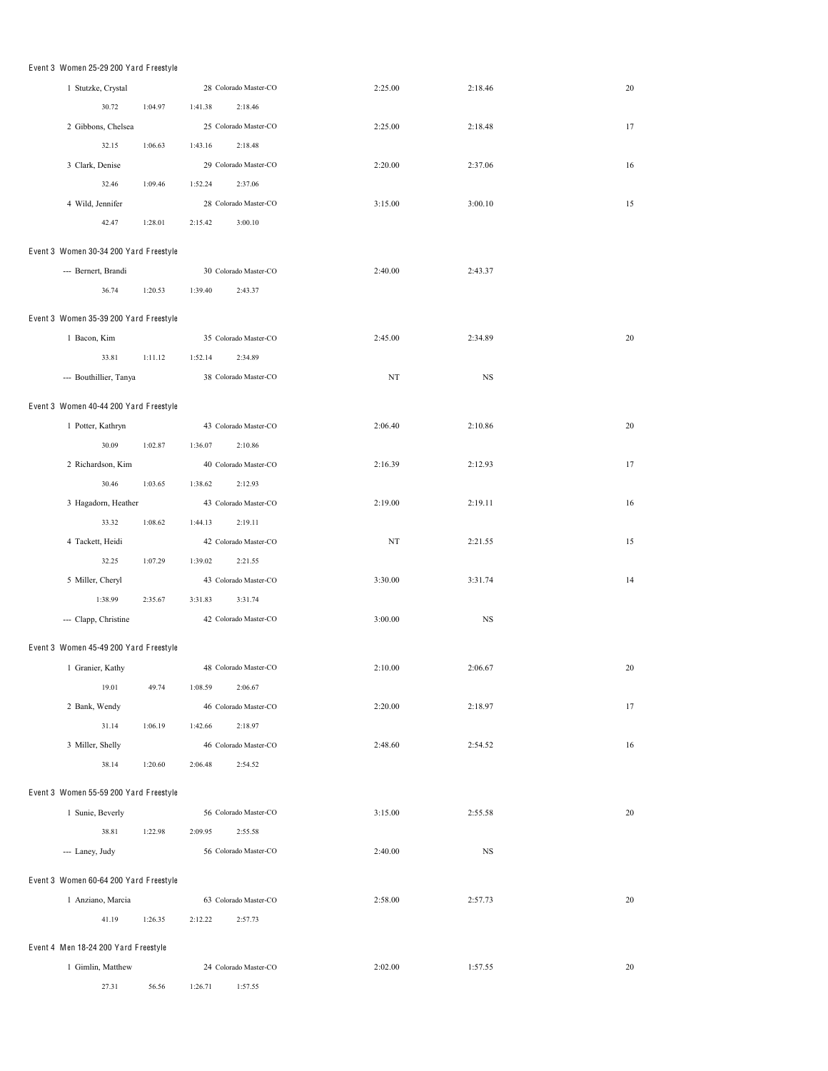Event 3 Women 25-29 200 Yard Freestyle

| | | | | | |
|---|---|---|---|---|---|
| 1 Stutzke, Crystal | 28 Colorado Master-CO | 2:25.00 | 2:18.46 | 20 |
| 30.72 1:04.97 1:41.38 2:18.46 | | | | |
| 2 Gibbons, Chelsea | 25 Colorado Master-CO | 2:25.00 | 2:18.48 | 17 |
| 32.15 1:06.63 1:43.16 2:18.48 | | | | |
| 3 Clark, Denise | 29 Colorado Master-CO | 2:20.00 | 2:37.06 | 16 |
| 32.46 1:09.46 1:52.24 2:37.06 | | | | |
| 4 Wild, Jennifer | 28 Colorado Master-CO | 3:15.00 | 3:00.10 | 15 |
| 42.47 1:28.01 2:15.42 3:00.10 | | | | |

Event 3 Women 30-34 200 Yard Freestyle

| | | | | |
|---|---|---|---|---|
| --- Bernert, Brandi | 30 Colorado Master-CO | 2:40.00 | 2:43.37 | |
| 36.74 1:20.53 1:39.40 2:43.37 | | | | |

Event 3 Women 35-39 200 Yard Freestyle

| | | | | |
|---|---|---|---|---|
| 1 Bacon, Kim | 35 Colorado Master-CO | 2:45.00 | 2:34.89 | 20 |
| 33.81 1:11.12 1:52.14 2:34.89 | | | | |
| --- Bouthillier, Tanya | 38 Colorado Master-CO | NT | NS | |

Event 3 Women 40-44 200 Yard Freestyle

| | | | | |
|---|---|---|---|---|
| 1 Potter, Kathryn | 43 Colorado Master-CO | 2:06.40 | 2:10.86 | 20 |
| 30.09 1:02.87 1:36.07 2:10.86 | | | | |
| 2 Richardson, Kim | 40 Colorado Master-CO | 2:16.39 | 2:12.93 | 17 |
| 30.46 1:03.65 1:38.62 2:12.93 | | | | |
| 3 Hagadorn, Heather | 43 Colorado Master-CO | 2:19.00 | 2:19.11 | 16 |
| 33.32 1:08.62 1:44.13 2:19.11 | | | | |
| 4 Tackett, Heidi | 42 Colorado Master-CO | NT | 2:21.55 | 15 |
| 32.25 1:07.29 1:39.02 2:21.55 | | | | |
| 5 Miller, Cheryl | 43 Colorado Master-CO | 3:30.00 | 3:31.74 | 14 |
| 1:38.99 2:35.67 3:31.83 3:31.74 | | | | |
| --- Clapp, Christine | 42 Colorado Master-CO | 3:00.00 | NS | |

Event 3 Women 45-49 200 Yard Freestyle

| | | | | |
|---|---|---|---|---|
| 1 Granier, Kathy | 48 Colorado Master-CO | 2:10.00 | 2:06.67 | 20 |
| 19.01 49.74 1:08.59 2:06.67 | | | | |
| 2 Bank, Wendy | 46 Colorado Master-CO | 2:20.00 | 2:18.97 | 17 |
| 31.14 1:06.19 1:42.66 2:18.97 | | | | |
| 3 Miller, Shelly | 46 Colorado Master-CO | 2:48.60 | 2:54.52 | 16 |
| 38.14 1:20.60 2:06.48 2:54.52 | | | | |

Event 3 Women 55-59 200 Yard Freestyle

| | | | | |
|---|---|---|---|---|
| 1 Sunie, Beverly | 56 Colorado Master-CO | 3:15.00 | 2:55.58 | 20 |
| 38.81 1:22.98 2:09.95 2:55.58 | | | | |
| --- Laney, Judy | 56 Colorado Master-CO | 2:40.00 | NS | |

Event 3 Women 60-64 200 Yard Freestyle

| | | | | |
|---|---|---|---|---|
| 1 Anziano, Marcia | 63 Colorado Master-CO | 2:58.00 | 2:57.73 | 20 |
| 41.19 1:26.35 2:12.22 2:57.73 | | | | |

Event 4 Men 18-24 200 Yard Freestyle

| | | | | |
|---|---|---|---|---|
| 1 Gimlin, Matthew | 24 Colorado Master-CO | 2:02.00 | 1:57.55 | 20 |
| 27.31 56.56 1:26.71 1:57.55 | | | | |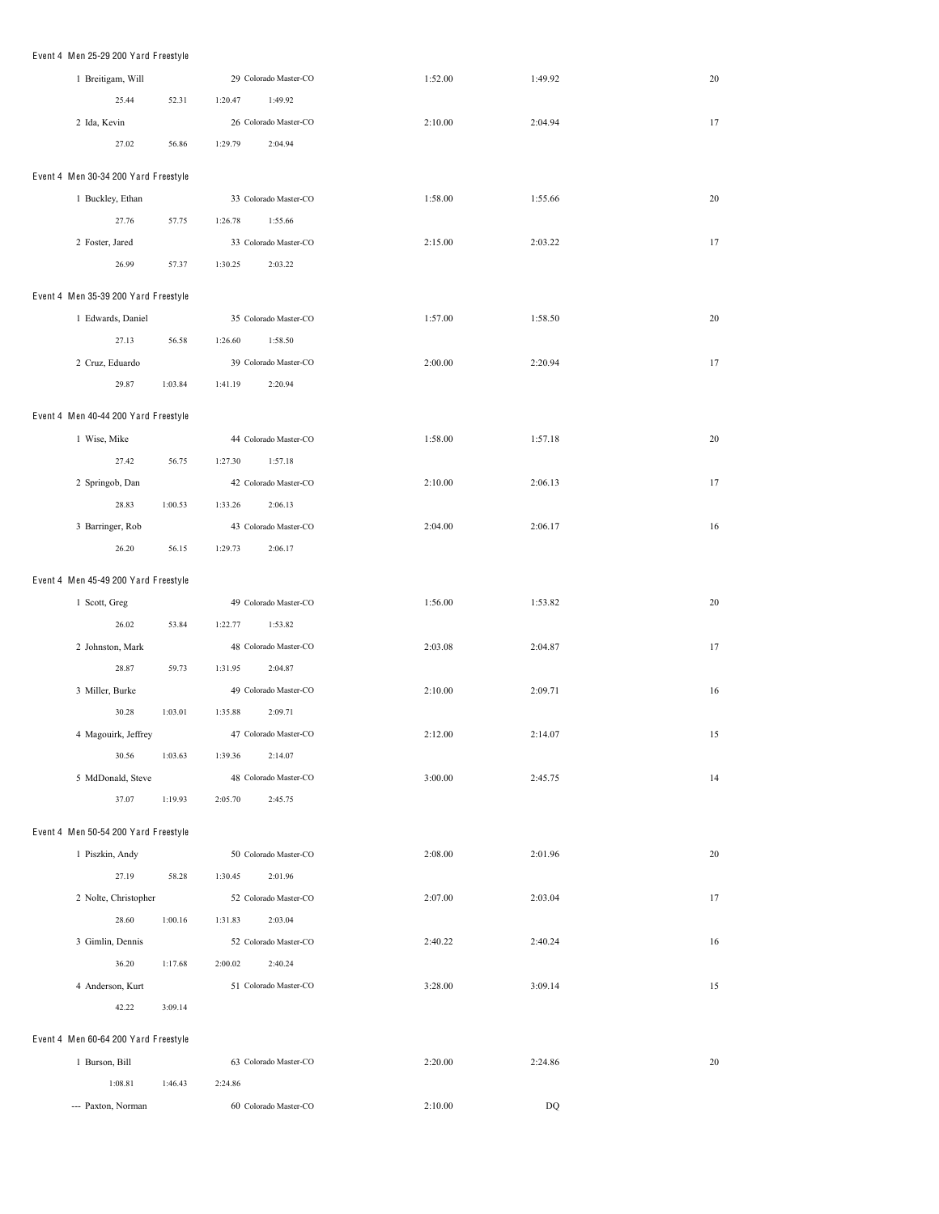Event 4 Men 25-29 200 Yard Freestyle

| | | | | | |
|---|---|---|---|---|---|
| 1 Breitigam, Will | 29 | Colorado Master-CO | 1:52.00 | 1:49.92 | 20 |
| 25.44 52.31 1:20.47 1:49.92 | | | | | |
| 2 Ida, Kevin | 26 | Colorado Master-CO | 2:10.00 | 2:04.94 | 17 |
| 27.02 56.86 1:29.79 2:04.94 | | | | | |

Event 4 Men 30-34 200 Yard Freestyle

| | | | | | |
|---|---|---|---|---|---|
| 1 Buckley, Ethan | 33 | Colorado Master-CO | 1:58.00 | 1:55.66 | 20 |
| 27.76 57.75 1:26.78 1:55.66 | | | | | |
| 2 Foster, Jared | 33 | Colorado Master-CO | 2:15.00 | 2:03.22 | 17 |
| 26.99 57.37 1:30.25 2:03.22 | | | | | |

Event 4 Men 35-39 200 Yard Freestyle

| | | | | | |
|---|---|---|---|---|---|
| 1 Edwards, Daniel | 35 | Colorado Master-CO | 1:57.00 | 1:58.50 | 20 |
| 27.13 56.58 1:26.60 1:58.50 | | | | | |
| 2 Cruz, Eduardo | 39 | Colorado Master-CO | 2:00.00 | 2:20.94 | 17 |
| 29.87 1:03.84 1:41.19 2:20.94 | | | | | |

Event 4 Men 40-44 200 Yard Freestyle

| | | | | | |
|---|---|---|---|---|---|
| 1 Wise, Mike | 44 | Colorado Master-CO | 1:58.00 | 1:57.18 | 20 |
| 27.42 56.75 1:27.30 1:57.18 | | | | | |
| 2 Springob, Dan | 42 | Colorado Master-CO | 2:10.00 | 2:06.13 | 17 |
| 28.83 1:00.53 1:33.26 2:06.13 | | | | | |
| 3 Barringer, Rob | 43 | Colorado Master-CO | 2:04.00 | 2:06.17 | 16 |
| 26.20 56.15 1:29.73 2:06.17 | | | | | |

Event 4 Men 45-49 200 Yard Freestyle

| | | | | | |
|---|---|---|---|---|---|
| 1 Scott, Greg | 49 | Colorado Master-CO | 1:56.00 | 1:53.82 | 20 |
| 26.02 53.84 1:22.77 1:53.82 | | | | | |
| 2 Johnston, Mark | 48 | Colorado Master-CO | 2:03.08 | 2:04.87 | 17 |
| 28.87 59.73 1:31.95 2:04.87 | | | | | |
| 3 Miller, Burke | 49 | Colorado Master-CO | 2:10.00 | 2:09.71 | 16 |
| 30.28 1:03.01 1:35.88 2:09.71 | | | | | |
| 4 Magouirk, Jeffrey | 47 | Colorado Master-CO | 2:12.00 | 2:14.07 | 15 |
| 30.56 1:03.63 1:39.36 2:14.07 | | | | | |
| 5 MdDonald, Steve | 48 | Colorado Master-CO | 3:00.00 | 2:45.75 | 14 |
| 37.07 1:19.93 2:05.70 2:45.75 | | | | | |

Event 4 Men 50-54 200 Yard Freestyle

| | | | | | |
|---|---|---|---|---|---|
| 1 Piszkin, Andy | 50 | Colorado Master-CO | 2:08.00 | 2:01.96 | 20 |
| 27.19 58.28 1:30.45 2:01.96 | | | | | |
| 2 Nolte, Christopher | 52 | Colorado Master-CO | 2:07.00 | 2:03.04 | 17 |
| 28.60 1:00.16 1:31.83 2:03.04 | | | | | |
| 3 Gimlin, Dennis | 52 | Colorado Master-CO | 2:40.22 | 2:40.24 | 16 |
| 36.20 1:17.68 2:00.02 2:40.24 | | | | | |
| 4 Anderson, Kurt | 51 | Colorado Master-CO | 3:28.00 | 3:09.14 | 15 |
| 42.22 3:09.14 | | | | | |

Event 4 Men 60-64 200 Yard Freestyle

| | | | | | |
|---|---|---|---|---|---|
| 1 Burson, Bill | 63 | Colorado Master-CO | 2:20.00 | 2:24.86 | 20 |
| 1:08.81 1:46.43 2:24.86 | | | | | |
| --- Paxton, Norman | 60 | Colorado Master-CO | 2:10.00 | DQ | |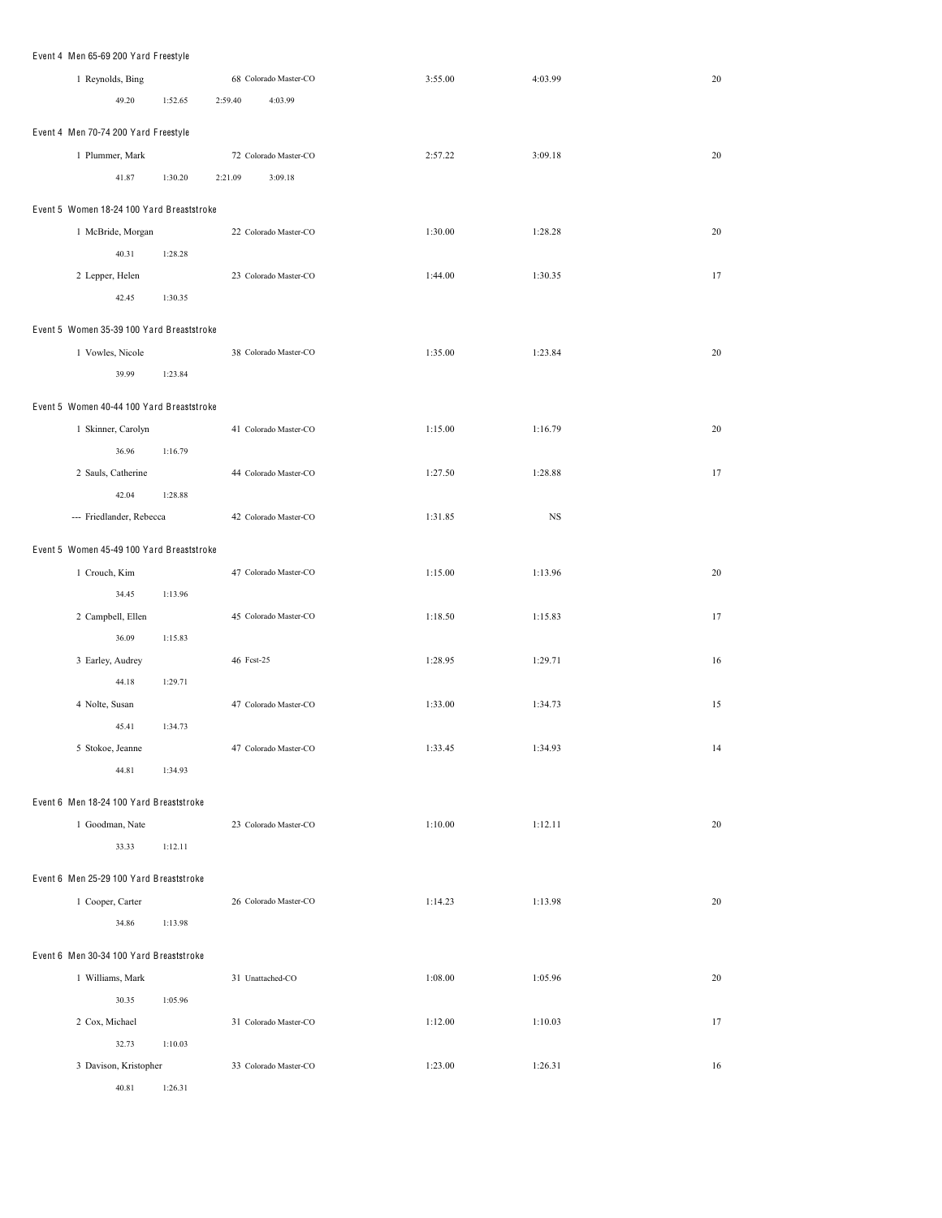Event 4 Men 65-69 200 Yard Freestyle

| Name | Age Team | Seed Time | Finals Time | Points |
|---|---|---|---|---|
| 1 Reynolds, Bing | 68 Colorado Master-CO | 3:55.00 | 4:03.99 | 20 |
| 49.20 1:52.65 2:59.40 4:03.99 | | | | |

Event 4 Men 70-74 200 Yard Freestyle

| Name | Age Team | Seed Time | Finals Time | Points |
|---|---|---|---|---|
| 1 Plummer, Mark | 72 Colorado Master-CO | 2:57.22 | 3:09.18 | 20 |
| 41.87 1:30.20 2:21.09 3:09.18 | | | | |

Event 5 Women 18-24 100 Yard Breaststroke

| Name | Age Team | Seed Time | Finals Time | Points |
|---|---|---|---|---|
| 1 McBride, Morgan | 22 Colorado Master-CO | 1:30.00 | 1:28.28 | 20 |
| 40.31 1:28.28 | | | | |
| 2 Lepper, Helen | 23 Colorado Master-CO | 1:44.00 | 1:30.35 | 17 |
| 42.45 1:30.35 | | | | |

Event 5 Women 35-39 100 Yard Breaststroke

| Name | Age Team | Seed Time | Finals Time | Points |
|---|---|---|---|---|
| 1 Vowles, Nicole | 38 Colorado Master-CO | 1:35.00 | 1:23.84 | 20 |
| 39.99 1:23.84 | | | | |

Event 5 Women 40-44 100 Yard Breaststroke

| Name | Age Team | Seed Time | Finals Time | Points |
|---|---|---|---|---|
| 1 Skinner, Carolyn | 41 Colorado Master-CO | 1:15.00 | 1:16.79 | 20 |
| 36.96 1:16.79 | | | | |
| 2 Sauls, Catherine | 44 Colorado Master-CO | 1:27.50 | 1:28.88 | 17 |
| 42.04 1:28.88 | | | | |
| --- Friedlander, Rebecca | 42 Colorado Master-CO | 1:31.85 | NS | |

Event 5 Women 45-49 100 Yard Breaststroke

| Name | Age Team | Seed Time | Finals Time | Points |
|---|---|---|---|---|
| 1 Crouch, Kim | 47 Colorado Master-CO | 1:15.00 | 1:13.96 | 20 |
| 34.45 1:13.96 | | | | |
| 2 Campbell, Ellen | 45 Colorado Master-CO | 1:18.50 | 1:15.83 | 17 |
| 36.09 1:15.83 | | | | |
| 3 Earley, Audrey | 46 Fcst-25 | 1:28.95 | 1:29.71 | 16 |
| 44.18 1:29.71 | | | | |
| 4 Nolte, Susan | 47 Colorado Master-CO | 1:33.00 | 1:34.73 | 15 |
| 45.41 1:34.73 | | | | |
| 5 Stokoe, Jeanne | 47 Colorado Master-CO | 1:33.45 | 1:34.93 | 14 |
| 44.81 1:34.93 | | | | |

Event 6 Men 18-24 100 Yard Breaststroke

| Name | Age Team | Seed Time | Finals Time | Points |
|---|---|---|---|---|
| 1 Goodman, Nate | 23 Colorado Master-CO | 1:10.00 | 1:12.11 | 20 |
| 33.33 1:12.11 | | | | |

Event 6 Men 25-29 100 Yard Breaststroke

| Name | Age Team | Seed Time | Finals Time | Points |
|---|---|---|---|---|
| 1 Cooper, Carter | 26 Colorado Master-CO | 1:14.23 | 1:13.98 | 20 |
| 34.86 1:13.98 | | | | |

Event 6 Men 30-34 100 Yard Breaststroke

| Name | Age Team | Seed Time | Finals Time | Points |
|---|---|---|---|---|
| 1 Williams, Mark | 31 Unattached-CO | 1:08.00 | 1:05.96 | 20 |
| 30.35 1:05.96 | | | | |
| 2 Cox, Michael | 31 Colorado Master-CO | 1:12.00 | 1:10.03 | 17 |
| 32.73 1:10.03 | | | | |
| 3 Davison, Kristopher | 33 Colorado Master-CO | 1:23.00 | 1:26.31 | 16 |
| 40.81 1:26.31 | | | | |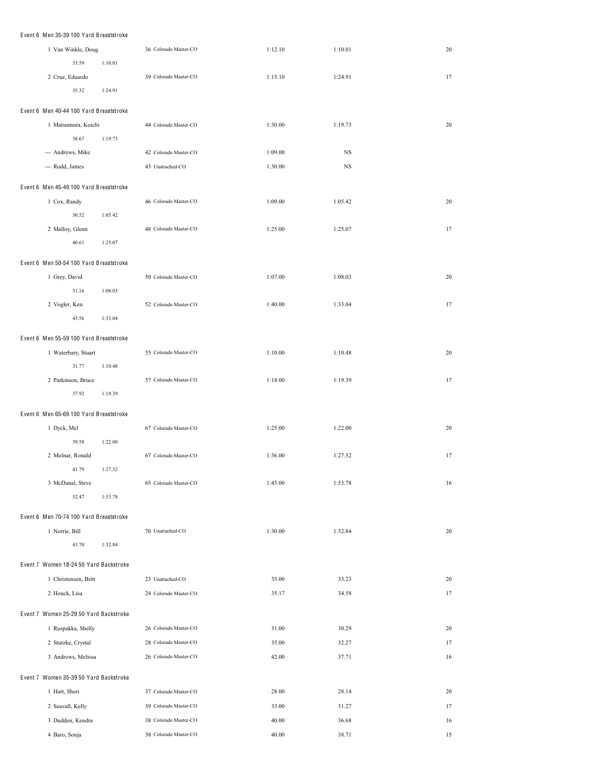Event 6 Men 35-39 100 Yard Breaststroke

| | | | | |
|---|---|---|---|---|
| 1 Van Winkle, Doug | 36 Colorado Master-CO | 1:12.10 | 1:10.01 | 20 |
| 33.59 1:10.01 | | | | |
| 2 Cruz, Eduardo | 39 Colorado Master-CO | 1:15.10 | 1:24.91 | 17 |
| 35.32 1:24.91 | | | | |

Event 6 Men 40-44 100 Yard Breaststroke

| | | | | |
|---|---|---|---|---|
| 1 Matsumura, Koichi | 44 Colorado Master-CO | 1:30.00 | 1:19.73 | 20 |
| 38.67 1:19.73 | | | | |
| --- Andrews, Mike | 42 Colorado Master-CO | 1:09.00 | NS | |
| --- Rudd, James | 43 Unattached-CO | 1:30.00 | NS | |

Event 6 Men 45-49 100 Yard Breaststroke

| | | | | |
|---|---|---|---|---|
| 1 Cox, Randy | 46 Colorado Master-CO | 1:09.00 | 1:05.42 | 20 |
| 30.52 1:05.42 | | | | |
| 2 Malloy, Glenn | 48 Colorado Master-CO | 1:25.00 | 1:25.07 | 17 |
| 40.61 1:25.07 | | | | |

Event 6 Men 50-54 100 Yard Breaststroke

| | | | | |
|---|---|---|---|---|
| 1 Grey, David | 50 Colorado Master-CO | 1:07.00 | 1:08.03 | 20 |
| 31.16 1:08.03 | | | | |
| 2 Vogler, Ken | 52 Colorado Master-CO | 1:40.00 | 1:33.04 | 17 |
| 43.56 1:33.04 | | | | |

Event 6 Men 55-59 100 Yard Breaststroke

| | | | | |
|---|---|---|---|---|
| 1 Waterbary, Stuart | 55 Colorado Master-CO | 1:10.00 | 1:10.48 | 20 |
| 31.77 1:10.48 | | | | |
| 2 Parkinson, Bruce | 57 Colorado Master-CO | 1:18.00 | 1:19.39 | 17 |
| 37.92 1:19.39 | | | | |

Event 6 Men 65-69 100 Yard Breaststroke

| | | | | |
|---|---|---|---|---|
| 1 Dyck, Mel | 67 Colorado Master-CO | 1:25.00 | 1:22.00 | 20 |
| 39.58 1:22.00 | | | | |
| 2 Molnar, Ronald | 67 Colorado Master-CO | 1:36.00 | 1:27.32 | 17 |
| 41.79 1:27.32 | | | | |
| 3 McDanal, Steve | 65 Colorado Master-CO | 1:45.00 | 1:53.78 | 16 |
| 52.47 1:53.78 | | | | |

Event 6 Men 70-74 100 Yard Breaststroke

| | | | | |
|---|---|---|---|---|
| 1 Norrie, Bill | 70 Unattached-CO | 1:30.00 | 1:32.84 | 20 |
| 43.70 1:32.84 | | | | |

Event 7 Women 18-24 50 Yard Backstroke

| | | | | |
|---|---|---|---|---|
| 1 Christensen, Britt | 23 Unattached-CO | 35.00 | 33.23 | 20 |
| 2 Houck, Lisa | 24 Colorado Master-CO | 35.17 | 34.58 | 17 |

Event 7 Women 25-29 50 Yard Backstroke

| | | | | |
|---|---|---|---|---|
| 1 Ruspakka, Shelly | 26 Colorado Master-CO | 31.00 | 30.29 | 20 |
| 2 Stutzke, Crystal | 28 Colorado Master-CO | 35.00 | 32.27 | 17 |
| 3 Andrews, Melissa | 26 Colorado Master-CO | 42.00 | 37.71 | 16 |

Event 7 Women 35-39 50 Yard Backstroke

| | | | | |
|---|---|---|---|---|
| 1 Hart, Sheri | 37 Colorado Master-CO | 28.00 | 28.14 | 20 |
| 2 Seavall, Kelly | 39 Colorado Master-CO | 33.00 | 31.27 | 17 |
| 3 Dudden, Kendra | 38 Colorado Master-CO | 40.00 | 36.68 | 16 |
| 4 Baro, Sonja | 38 Colorado Master-CO | 40.00 | 38.71 | 15 |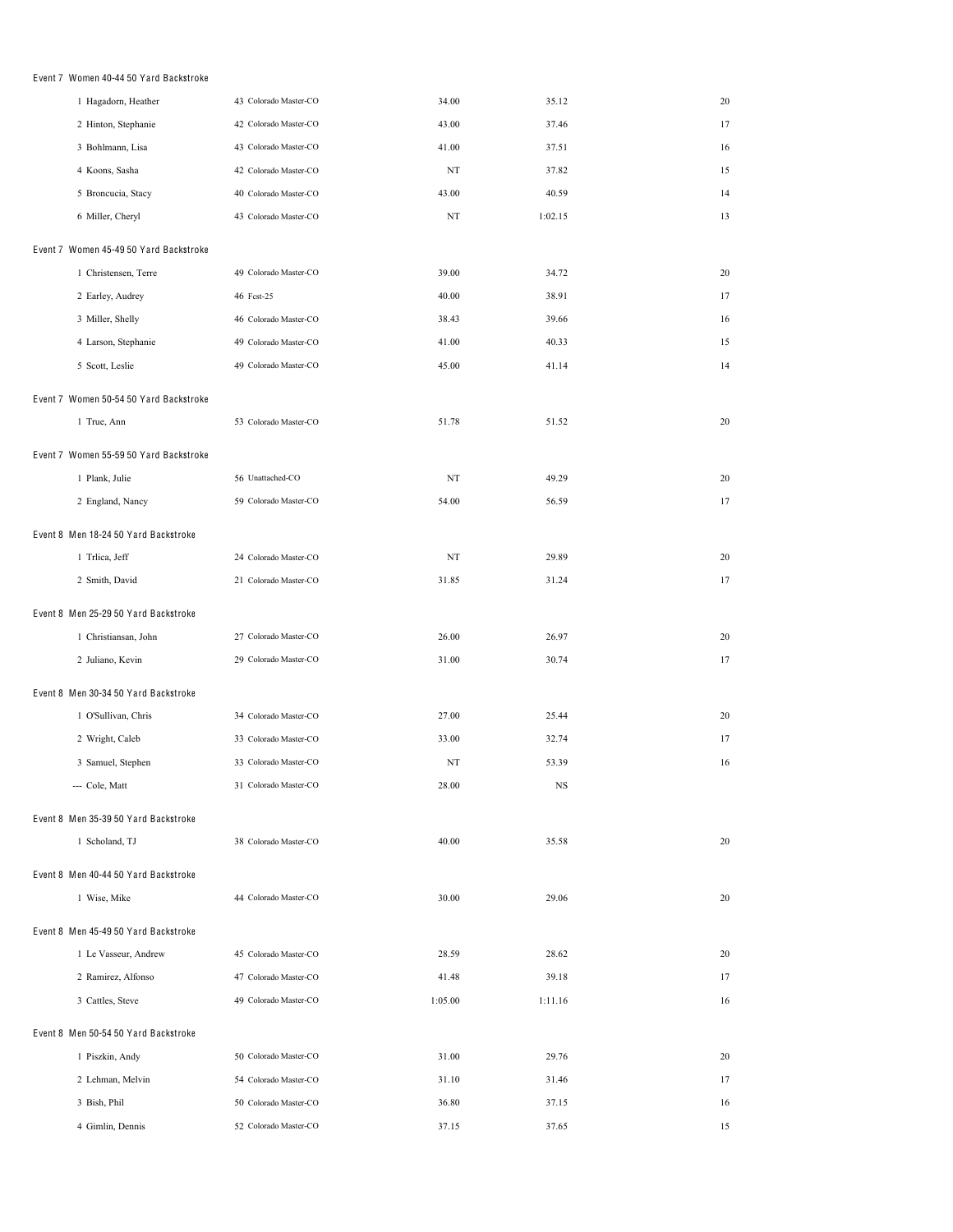Event 7 Women 40-44 50 Yard Backstroke

| Place | Name | Age Team | Seed Time | Finals Time | Points |
|---|---|---|---|---|---|
| 1 | Hagadorn, Heather | 43 Colorado Master-CO | 34.00 | 35.12 | 20 |
| 2 | Hinton, Stephanie | 42 Colorado Master-CO | 43.00 | 37.46 | 17 |
| 3 | Bohlmann, Lisa | 43 Colorado Master-CO | 41.00 | 37.51 | 16 |
| 4 | Koons, Sasha | 42 Colorado Master-CO | NT | 37.82 | 15 |
| 5 | Broncucia, Stacy | 40 Colorado Master-CO | 43.00 | 40.59 | 14 |
| 6 | Miller, Cheryl | 43 Colorado Master-CO | NT | 1:02.15 | 13 |

Event 7 Women 45-49 50 Yard Backstroke

| Place | Name | Age Team | Seed Time | Finals Time | Points |
|---|---|---|---|---|---|
| 1 | Christensen, Terre | 49 Colorado Master-CO | 39.00 | 34.72 | 20 |
| 2 | Earley, Audrey | 46 Fcst-25 | 40.00 | 38.91 | 17 |
| 3 | Miller, Shelly | 46 Colorado Master-CO | 38.43 | 39.66 | 16 |
| 4 | Larson, Stephanie | 49 Colorado Master-CO | 41.00 | 40.33 | 15 |
| 5 | Scott, Leslie | 49 Colorado Master-CO | 45.00 | 41.14 | 14 |

Event 7 Women 50-54 50 Yard Backstroke

| Place | Name | Age Team | Seed Time | Finals Time | Points |
|---|---|---|---|---|---|
| 1 | True, Ann | 53 Colorado Master-CO | 51.78 | 51.52 | 20 |

Event 7 Women 55-59 50 Yard Backstroke

| Place | Name | Age Team | Seed Time | Finals Time | Points |
|---|---|---|---|---|---|
| 1 | Plank, Julie | 56 Unattached-CO | NT | 49.29 | 20 |
| 2 | England, Nancy | 59 Colorado Master-CO | 54.00 | 56.59 | 17 |

Event 8 Men 18-24 50 Yard Backstroke

| Place | Name | Age Team | Seed Time | Finals Time | Points |
|---|---|---|---|---|---|
| 1 | Trlica, Jeff | 24 Colorado Master-CO | NT | 29.89 | 20 |
| 2 | Smith, David | 21 Colorado Master-CO | 31.85 | 31.24 | 17 |

Event 8 Men 25-29 50 Yard Backstroke

| Place | Name | Age Team | Seed Time | Finals Time | Points |
|---|---|---|---|---|---|
| 1 | Christiansan, John | 27 Colorado Master-CO | 26.00 | 26.97 | 20 |
| 2 | Juliano, Kevin | 29 Colorado Master-CO | 31.00 | 30.74 | 17 |

Event 8 Men 30-34 50 Yard Backstroke

| Place | Name | Age Team | Seed Time | Finals Time | Points |
|---|---|---|---|---|---|
| 1 | O'Sullivan, Chris | 34 Colorado Master-CO | 27.00 | 25.44 | 20 |
| 2 | Wright, Caleb | 33 Colorado Master-CO | 33.00 | 32.74 | 17 |
| 3 | Samuel, Stephen | 33 Colorado Master-CO | NT | 53.39 | 16 |
| --- | Cole, Matt | 31 Colorado Master-CO | 28.00 | NS | |

Event 8 Men 35-39 50 Yard Backstroke

| Place | Name | Age Team | Seed Time | Finals Time | Points |
|---|---|---|---|---|---|
| 1 | Scholand, TJ | 38 Colorado Master-CO | 40.00 | 35.58 | 20 |

Event 8 Men 40-44 50 Yard Backstroke

| Place | Name | Age Team | Seed Time | Finals Time | Points |
|---|---|---|---|---|---|
| 1 | Wise, Mike | 44 Colorado Master-CO | 30.00 | 29.06 | 20 |

Event 8 Men 45-49 50 Yard Backstroke

| Place | Name | Age Team | Seed Time | Finals Time | Points |
|---|---|---|---|---|---|
| 1 | Le Vasseur, Andrew | 45 Colorado Master-CO | 28.59 | 28.62 | 20 |
| 2 | Ramirez, Alfonso | 47 Colorado Master-CO | 41.48 | 39.18 | 17 |
| 3 | Cattles, Steve | 49 Colorado Master-CO | 1:05.00 | 1:11.16 | 16 |

Event 8 Men 50-54 50 Yard Backstroke

| Place | Name | Age Team | Seed Time | Finals Time | Points |
|---|---|---|---|---|---|
| 1 | Piszkin, Andy | 50 Colorado Master-CO | 31.00 | 29.76 | 20 |
| 2 | Lehman, Melvin | 54 Colorado Master-CO | 31.10 | 31.46 | 17 |
| 3 | Bish, Phil | 50 Colorado Master-CO | 36.80 | 37.15 | 16 |
| 4 | Gimlin, Dennis | 52 Colorado Master-CO | 37.15 | 37.65 | 15 |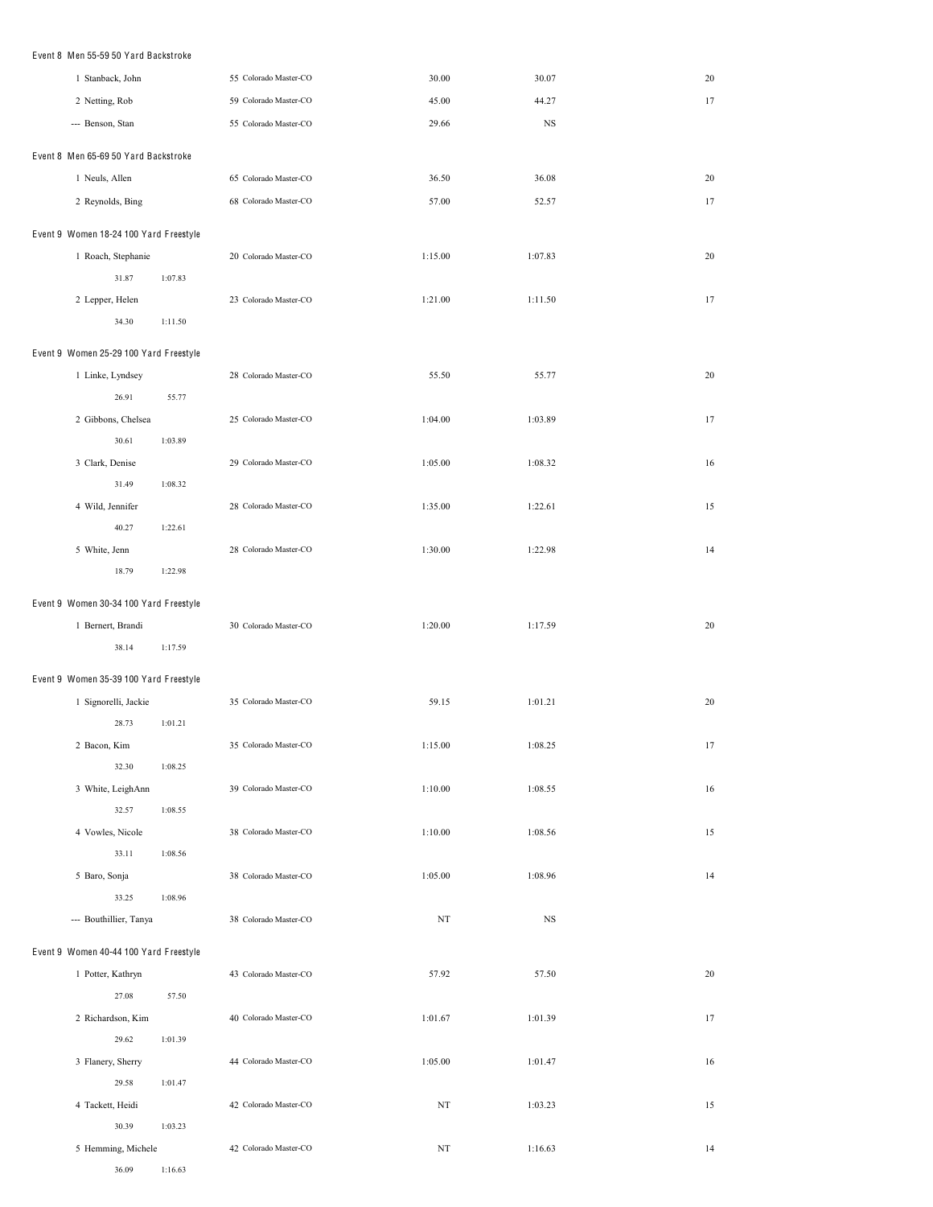Event 8 Men 55-59 50 Yard Backstroke

| | Name | Age | Team | Seed Time | Finals Time | Points |
|---|---|---|---|---|---|---|
| 1 | Stanback, John | 55 | Colorado Master-CO | 30.00 | 30.07 | 20 |
| 2 | Netting, Rob | 59 | Colorado Master-CO | 45.00 | 44.27 | 17 |
| --- | Benson, Stan | 55 | Colorado Master-CO | 29.66 | NS | |

Event 8 Men 65-69 50 Yard Backstroke

| | Name | Age | Team | Seed Time | Finals Time | Points |
|---|---|---|---|---|---|---|
| 1 | Neuls, Allen | 65 | Colorado Master-CO | 36.50 | 36.08 | 20 |
| 2 | Reynolds, Bing | 68 | Colorado Master-CO | 57.00 | 52.57 | 17 |

Event 9 Women 18-24 100 Yard Freestyle

| | Name | Age | Team | Seed Time | Finals Time | Points |
|---|---|---|---|---|---|---|
| 1 | Roach, Stephanie | 20 | Colorado Master-CO | 1:15.00 | 1:07.83 | 20 |
| | 31.87 1:07.83 | | | | | |
| 2 | Lepper, Helen | 23 | Colorado Master-CO | 1:21.00 | 1:11.50 | 17 |
| | 34.30 1:11.50 | | | | | |

Event 9 Women 25-29 100 Yard Freestyle

| | Name | Age | Team | Seed Time | Finals Time | Points |
|---|---|---|---|---|---|---|
| 1 | Linke, Lyndsey | 28 | Colorado Master-CO | 55.50 | 55.77 | 20 |
| | 26.91 55.77 | | | | | |
| 2 | Gibbons, Chelsea | 25 | Colorado Master-CO | 1:04.00 | 1:03.89 | 17 |
| | 30.61 1:03.89 | | | | | |
| 3 | Clark, Denise | 29 | Colorado Master-CO | 1:05.00 | 1:08.32 | 16 |
| | 31.49 1:08.32 | | | | | |
| 4 | Wild, Jennifer | 28 | Colorado Master-CO | 1:35.00 | 1:22.61 | 15 |
| | 40.27 1:22.61 | | | | | |
| 5 | White, Jenn | 28 | Colorado Master-CO | 1:30.00 | 1:22.98 | 14 |
| | 18.79 1:22.98 | | | | | |

Event 9 Women 30-34 100 Yard Freestyle

| | Name | Age | Team | Seed Time | Finals Time | Points |
|---|---|---|---|---|---|---|
| 1 | Bernert, Brandi | 30 | Colorado Master-CO | 1:20.00 | 1:17.59 | 20 |
| | 38.14 1:17.59 | | | | | |

Event 9 Women 35-39 100 Yard Freestyle

| | Name | Age | Team | Seed Time | Finals Time | Points |
|---|---|---|---|---|---|---|
| 1 | Signorelli, Jackie | 35 | Colorado Master-CO | 59.15 | 1:01.21 | 20 |
| | 28.73 1:01.21 | | | | | |
| 2 | Bacon, Kim | 35 | Colorado Master-CO | 1:15.00 | 1:08.25 | 17 |
| | 32.30 1:08.25 | | | | | |
| 3 | White, LeighAnn | 39 | Colorado Master-CO | 1:10.00 | 1:08.55 | 16 |
| | 32.57 1:08.55 | | | | | |
| 4 | Vowles, Nicole | 38 | Colorado Master-CO | 1:10.00 | 1:08.56 | 15 |
| | 33.11 1:08.56 | | | | | |
| 5 | Baro, Sonja | 38 | Colorado Master-CO | 1:05.00 | 1:08.96 | 14 |
| | 33.25 1:08.96 | | | | | |
| --- | Bouthillier, Tanya | 38 | Colorado Master-CO | NT | NS | |

Event 9 Women 40-44 100 Yard Freestyle

| | Name | Age | Team | Seed Time | Finals Time | Points |
|---|---|---|---|---|---|---|
| 1 | Potter, Kathryn | 43 | Colorado Master-CO | 57.92 | 57.50 | 20 |
| | 27.08 57.50 | | | | | |
| 2 | Richardson, Kim | 40 | Colorado Master-CO | 1:01.67 | 1:01.39 | 17 |
| | 29.62 1:01.39 | | | | | |
| 3 | Flanery, Sherry | 44 | Colorado Master-CO | 1:05.00 | 1:01.47 | 16 |
| | 29.58 1:01.47 | | | | | |
| 4 | Tackett, Heidi | 42 | Colorado Master-CO | NT | 1:03.23 | 15 |
| | 30.39 1:03.23 | | | | | |
| 5 | Hemming, Michele | 42 | Colorado Master-CO | NT | 1:16.63 | 14 |
| | 36.09 1:16.63 | | | | | |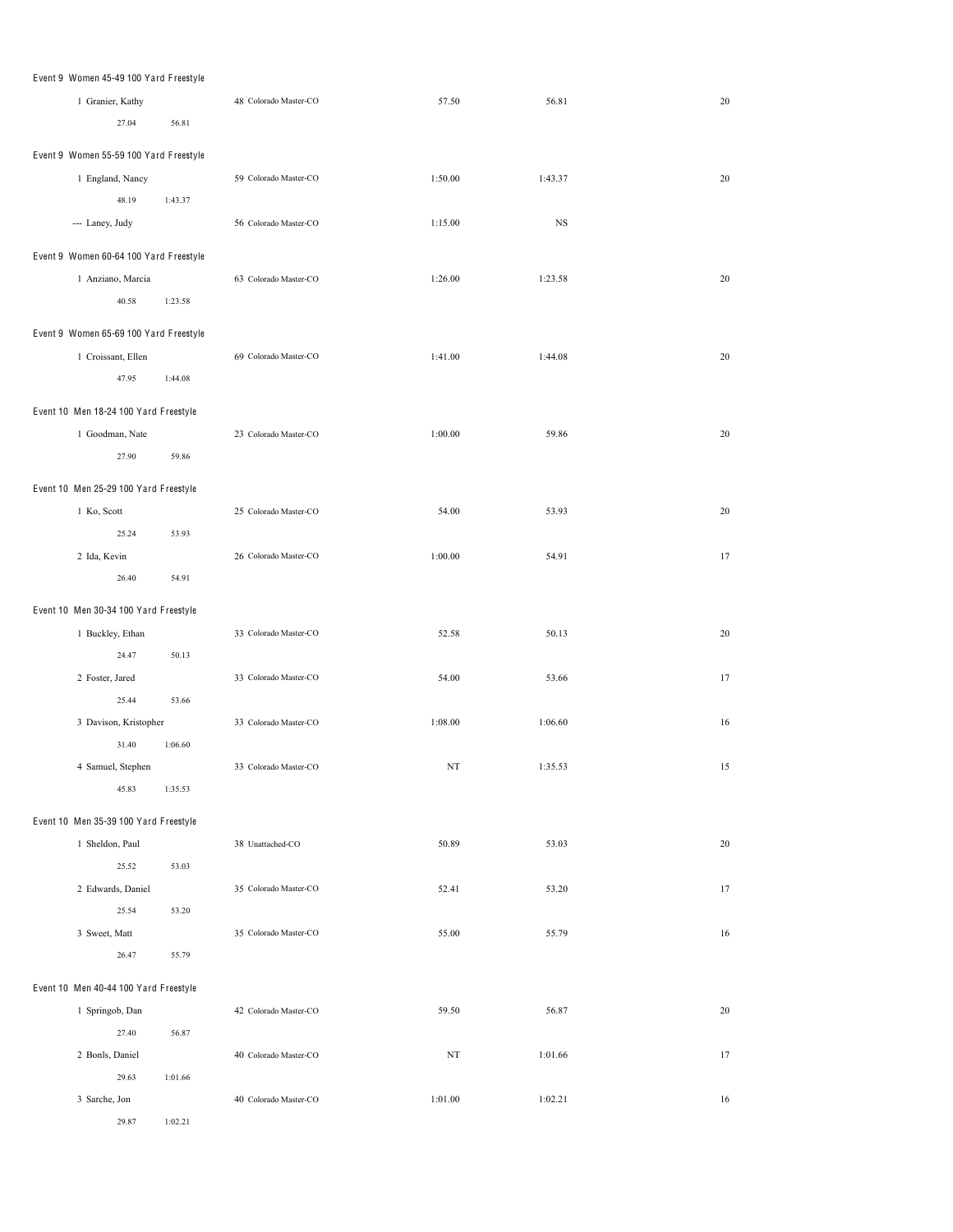Event 9 Women 45-49 100 Yard Freestyle

| Place | Name | Age | Team | Seed Time | Finals Time | Points |
|---|---|---|---|---|---|---|
| 1 | Granier, Kathy | 48 | Colorado Master-CO | 57.50 | 56.81 | 20 |
| | 27.04 56.81 | | | | | |

Event 9 Women 55-59 100 Yard Freestyle

| Place | Name | Age | Team | Seed Time | Finals Time | Points |
|---|---|---|---|---|---|---|
| 1 | England, Nancy | 59 | Colorado Master-CO | 1:50.00 | 1:43.37 | 20 |
| | 48.19 1:43.37 | | | | | |
| --- | Laney, Judy | 56 | Colorado Master-CO | 1:15.00 | NS | |

Event 9 Women 60-64 100 Yard Freestyle

| Place | Name | Age | Team | Seed Time | Finals Time | Points |
|---|---|---|---|---|---|---|
| 1 | Anziano, Marcia | 63 | Colorado Master-CO | 1:26.00 | 1:23.58 | 20 |
| | 40.58 1:23.58 | | | | | |

Event 9 Women 65-69 100 Yard Freestyle

| Place | Name | Age | Team | Seed Time | Finals Time | Points |
|---|---|---|---|---|---|---|
| 1 | Croissant, Ellen | 69 | Colorado Master-CO | 1:41.00 | 1:44.08 | 20 |
| | 47.95 1:44.08 | | | | | |

Event 10 Men 18-24 100 Yard Freestyle

| Place | Name | Age | Team | Seed Time | Finals Time | Points |
|---|---|---|---|---|---|---|
| 1 | Goodman, Nate | 23 | Colorado Master-CO | 1:00.00 | 59.86 | 20 |
| | 27.90 59.86 | | | | | |

Event 10 Men 25-29 100 Yard Freestyle

| Place | Name | Age | Team | Seed Time | Finals Time | Points |
|---|---|---|---|---|---|---|
| 1 | Ko, Scott | 25 | Colorado Master-CO | 54.00 | 53.93 | 20 |
| | 25.24 53.93 | | | | | |
| 2 | Ida, Kevin | 26 | Colorado Master-CO | 1:00.00 | 54.91 | 17 |
| | 26.40 54.91 | | | | | |

Event 10 Men 30-34 100 Yard Freestyle

| Place | Name | Age | Team | Seed Time | Finals Time | Points |
|---|---|---|---|---|---|---|
| 1 | Buckley, Ethan | 33 | Colorado Master-CO | 52.58 | 50.13 | 20 |
| | 24.47 50.13 | | | | | |
| 2 | Foster, Jared | 33 | Colorado Master-CO | 54.00 | 53.66 | 17 |
| | 25.44 53.66 | | | | | |
| 3 | Davison, Kristopher | 33 | Colorado Master-CO | 1:08.00 | 1:06.60 | 16 |
| | 31.40 1:06.60 | | | | | |
| 4 | Samuel, Stephen | 33 | Colorado Master-CO | NT | 1:35.53 | 15 |
| | 45.83 1:35.53 | | | | | |

Event 10 Men 35-39 100 Yard Freestyle

| Place | Name | Age | Team | Seed Time | Finals Time | Points |
|---|---|---|---|---|---|---|
| 1 | Sheldon, Paul | 38 | Unattached-CO | 50.89 | 53.03 | 20 |
| | 25.52 53.03 | | | | | |
| 2 | Edwards, Daniel | 35 | Colorado Master-CO | 52.41 | 53.20 | 17 |
| | 25.54 53.20 | | | | | |
| 3 | Sweet, Matt | 35 | Colorado Master-CO | 55.00 | 55.79 | 16 |
| | 26.47 55.79 | | | | | |

Event 10 Men 40-44 100 Yard Freestyle

| Place | Name | Age | Team | Seed Time | Finals Time | Points |
|---|---|---|---|---|---|---|
| 1 | Springob, Dan | 42 | Colorado Master-CO | 59.50 | 56.87 | 20 |
| | 27.40 56.87 | | | | | |
| 2 | Bonls, Daniel | 40 | Colorado Master-CO | NT | 1:01.66 | 17 |
| | 29.63 1:01.66 | | | | | |
| 3 | Sarche, Jon | 40 | Colorado Master-CO | 1:01.00 | 1:02.21 | 16 |
| | 29.87 1:02.21 | | | | | |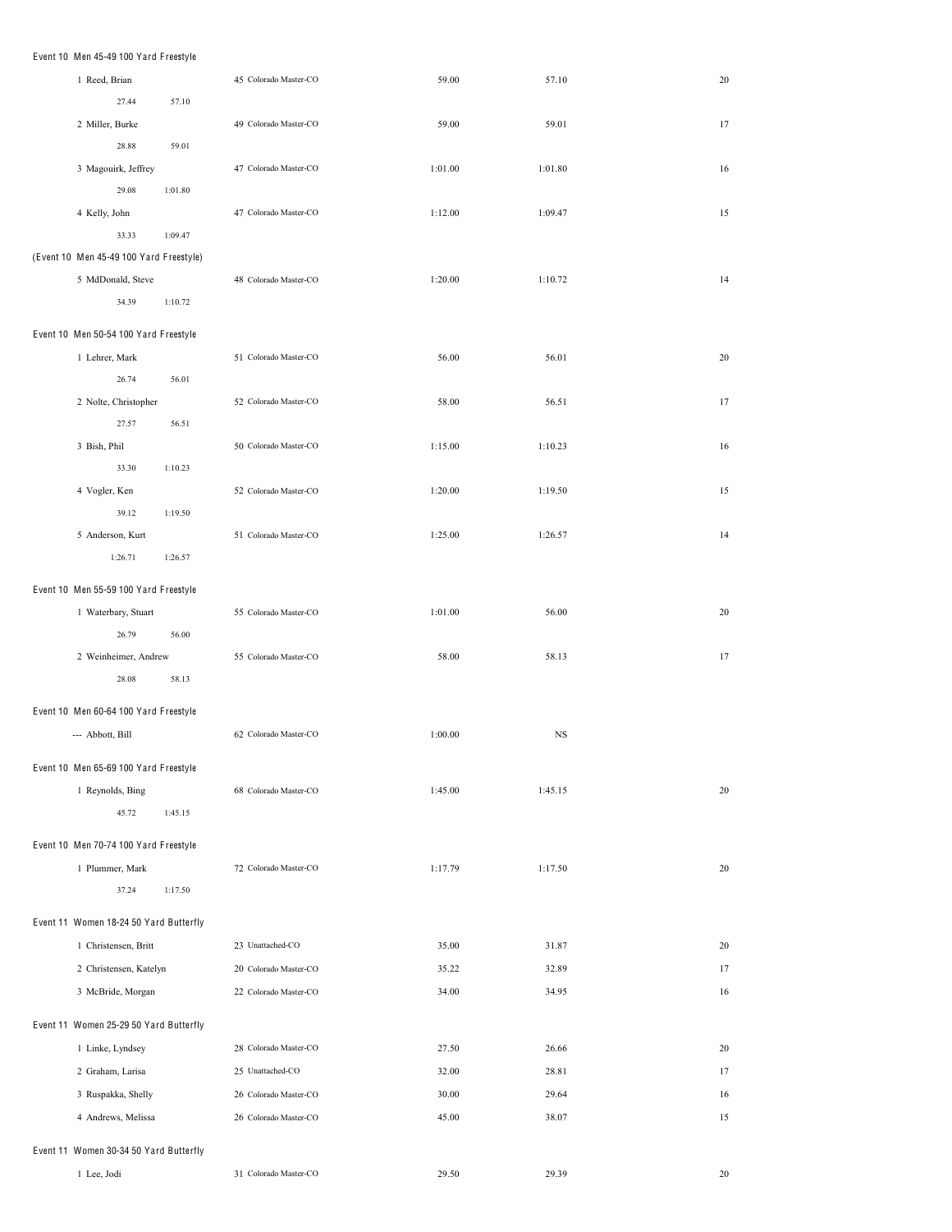Event 10 Men 45-49 100 Yard Freestyle

| | | | | |
|---|---|---|---|---|
| 1 Reed, Brian | 45 Colorado Master-CO | 59.00 | 57.10 | 20 |
| 27.44 57.10 | | | | |
| 2 Miller, Burke | 49 Colorado Master-CO | 59.00 | 59.01 | 17 |
| 28.88 59.01 | | | | |
| 3 Magouirk, Jeffrey | 47 Colorado Master-CO | 1:01.00 | 1:01.80 | 16 |
| 29.08 1:01.80 | | | | |
| 4 Kelly, John | 47 Colorado Master-CO | 1:12.00 | 1:09.47 | 15 |
| 33.33 1:09.47 | | | | |

(Event 10 Men 45-49 100 Yard Freestyle)

| | | | | |
|---|---|---|---|---|
| 5 MdDonald, Steve | 48 Colorado Master-CO | 1:20.00 | 1:10.72 | 14 |
| 34.39 1:10.72 | | | | |

Event 10 Men 50-54 100 Yard Freestyle

| | | | | |
|---|---|---|---|---|
| 1 Lehrer, Mark | 51 Colorado Master-CO | 56.00 | 56.01 | 20 |
| 26.74 56.01 | | | | |
| 2 Nolte, Christopher | 52 Colorado Master-CO | 58.00 | 56.51 | 17 |
| 27.57 56.51 | | | | |
| 3 Bish, Phil | 50 Colorado Master-CO | 1:15.00 | 1:10.23 | 16 |
| 33.30 1:10.23 | | | | |
| 4 Vogler, Ken | 52 Colorado Master-CO | 1:20.00 | 1:19.50 | 15 |
| 39.12 1:19.50 | | | | |
| 5 Anderson, Kurt | 51 Colorado Master-CO | 1:25.00 | 1:26.57 | 14 |
| 1:26.71 1:26.57 | | | | |

Event 10 Men 55-59 100 Yard Freestyle

| | | | | |
|---|---|---|---|---|
| 1 Waterbary, Stuart | 55 Colorado Master-CO | 1:01.00 | 56.00 | 20 |
| 26.79 56.00 | | | | |
| 2 Weinheimer, Andrew | 55 Colorado Master-CO | 58.00 | 58.13 | 17 |
| 28.08 58.13 | | | | |

Event 10 Men 60-64 100 Yard Freestyle

| | | | | |
|---|---|---|---|---|
| --- Abbott, Bill | 62 Colorado Master-CO | 1:00.00 | NS | |

Event 10 Men 65-69 100 Yard Freestyle

| | | | | |
|---|---|---|---|---|
| 1 Reynolds, Bing | 68 Colorado Master-CO | 1:45.00 | 1:45.15 | 20 |
| 45.72 1:45.15 | | | | |

Event 10 Men 70-74 100 Yard Freestyle

| | | | | |
|---|---|---|---|---|
| 1 Plummer, Mark | 72 Colorado Master-CO | 1:17.79 | 1:17.50 | 20 |
| 37.24 1:17.50 | | | | |

Event 11 Women 18-24 50 Yard Butterfly

| | | | | |
|---|---|---|---|---|
| 1 Christensen, Britt | 23 Unattached-CO | 35.00 | 31.87 | 20 |
| 2 Christensen, Katelyn | 20 Colorado Master-CO | 35.22 | 32.89 | 17 |
| 3 McBride, Morgan | 22 Colorado Master-CO | 34.00 | 34.95 | 16 |

Event 11 Women 25-29 50 Yard Butterfly

| | | | | |
|---|---|---|---|---|
| 1 Linke, Lyndsey | 28 Colorado Master-CO | 27.50 | 26.66 | 20 |
| 2 Graham, Larisa | 25 Unattached-CO | 32.00 | 28.81 | 17 |
| 3 Ruspakka, Shelly | 26 Colorado Master-CO | 30.00 | 29.64 | 16 |
| 4 Andrews, Melissa | 26 Colorado Master-CO | 45.00 | 38.07 | 15 |

Event 11 Women 30-34 50 Yard Butterfly

| | | | | |
|---|---|---|---|---|
| 1 Lee, Jodi | 31 Colorado Master-CO | 29.50 | 29.39 | 20 |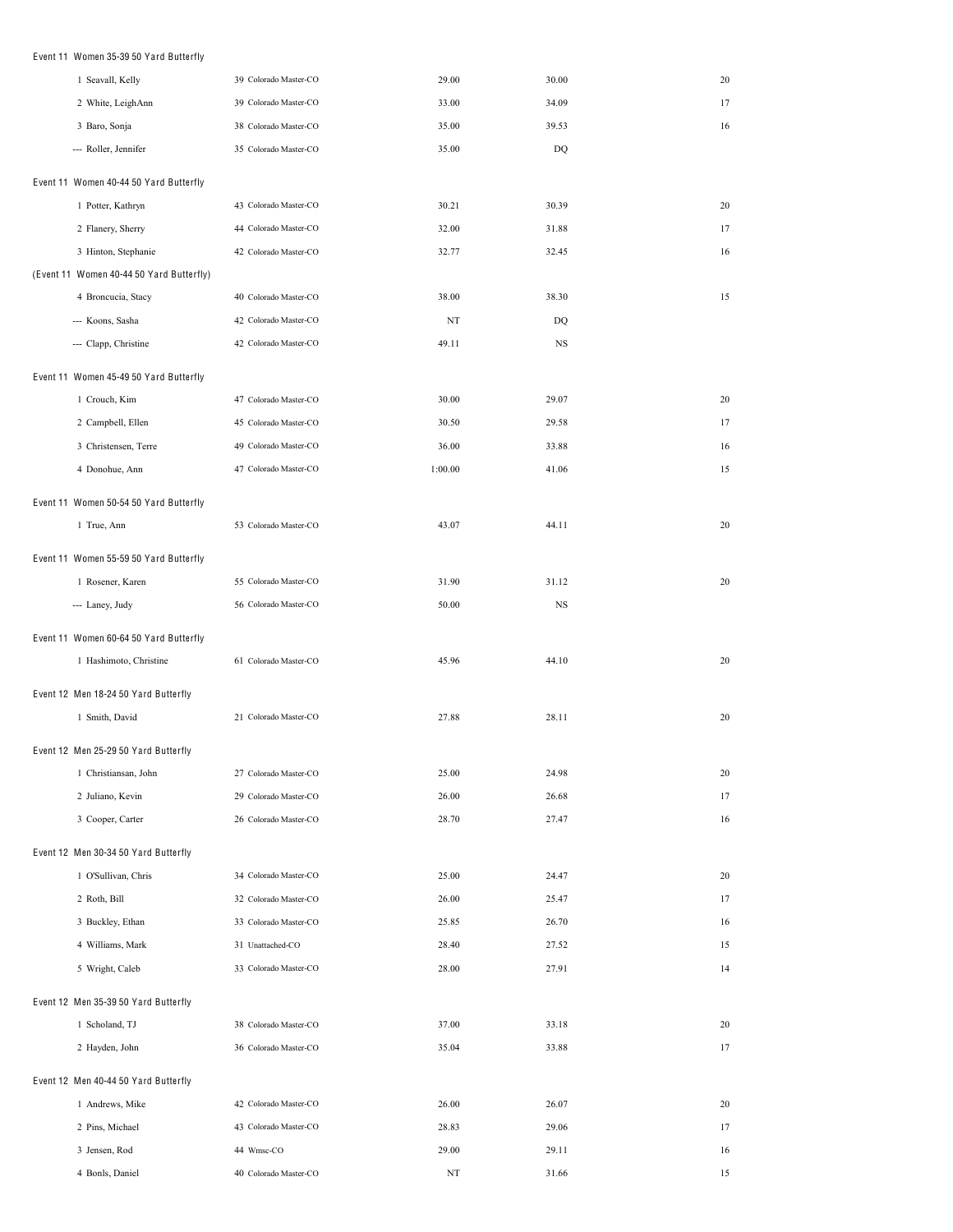Event 11 Women 35-39 50 Yard Butterfly

| | | | | |
|---|---|---|---|---|
| 1 Seavall, Kelly | 39 Colorado Master-CO | 29.00 | 30.00 | 20 |
| 2 White, LeighAnn | 39 Colorado Master-CO | 33.00 | 34.09 | 17 |
| 3 Baro, Sonja | 38 Colorado Master-CO | 35.00 | 39.53 | 16 |
| --- Roller, Jennifer | 35 Colorado Master-CO | 35.00 | DQ | |

Event 11 Women 40-44 50 Yard Butterfly

| | | | | |
|---|---|---|---|---|
| 1 Potter, Kathryn | 43 Colorado Master-CO | 30.21 | 30.39 | 20 |
| 2 Flanery, Sherry | 44 Colorado Master-CO | 32.00 | 31.88 | 17 |
| 3 Hinton, Stephanie | 42 Colorado Master-CO | 32.77 | 32.45 | 16 |

(Event 11 Women 40-44 50 Yard Butterfly)

| | | | | |
|---|---|---|---|---|
| 4 Broncucia, Stacy | 40 Colorado Master-CO | 38.00 | 38.30 | 15 |
| --- Koons, Sasha | 42 Colorado Master-CO | NT | DQ | |
| --- Clapp, Christine | 42 Colorado Master-CO | 49.11 | NS | |

Event 11 Women 45-49 50 Yard Butterfly

| | | | | |
|---|---|---|---|---|
| 1 Crouch, Kim | 47 Colorado Master-CO | 30.00 | 29.07 | 20 |
| 2 Campbell, Ellen | 45 Colorado Master-CO | 30.50 | 29.58 | 17 |
| 3 Christensen, Terre | 49 Colorado Master-CO | 36.00 | 33.88 | 16 |
| 4 Donohue, Ann | 47 Colorado Master-CO | 1:00.00 | 41.06 | 15 |

Event 11 Women 50-54 50 Yard Butterfly

| | | | | |
|---|---|---|---|---|
| 1 True, Ann | 53 Colorado Master-CO | 43.07 | 44.11 | 20 |

Event 11 Women 55-59 50 Yard Butterfly

| | | | | |
|---|---|---|---|---|
| 1 Rosener, Karen | 55 Colorado Master-CO | 31.90 | 31.12 | 20 |
| --- Laney, Judy | 56 Colorado Master-CO | 50.00 | NS | |

Event 11 Women 60-64 50 Yard Butterfly

| | | | | |
|---|---|---|---|---|
| 1 Hashimoto, Christine | 61 Colorado Master-CO | 45.96 | 44.10 | 20 |

Event 12 Men 18-24 50 Yard Butterfly

| | | | | |
|---|---|---|---|---|
| 1 Smith, David | 21 Colorado Master-CO | 27.88 | 28.11 | 20 |

Event 12 Men 25-29 50 Yard Butterfly

| | | | | |
|---|---|---|---|---|
| 1 Christiansan, John | 27 Colorado Master-CO | 25.00 | 24.98 | 20 |
| 2 Juliano, Kevin | 29 Colorado Master-CO | 26.00 | 26.68 | 17 |
| 3 Cooper, Carter | 26 Colorado Master-CO | 28.70 | 27.47 | 16 |

Event 12 Men 30-34 50 Yard Butterfly

| | | | | |
|---|---|---|---|---|
| 1 O'Sullivan, Chris | 34 Colorado Master-CO | 25.00 | 24.47 | 20 |
| 2 Roth, Bill | 32 Colorado Master-CO | 26.00 | 25.47 | 17 |
| 3 Buckley, Ethan | 33 Colorado Master-CO | 25.85 | 26.70 | 16 |
| 4 Williams, Mark | 31 Unattached-CO | 28.40 | 27.52 | 15 |
| 5 Wright, Caleb | 33 Colorado Master-CO | 28.00 | 27.91 | 14 |

Event 12 Men 35-39 50 Yard Butterfly

| | | | | |
|---|---|---|---|---|
| 1 Scholand, TJ | 38 Colorado Master-CO | 37.00 | 33.18 | 20 |
| 2 Hayden, John | 36 Colorado Master-CO | 35.04 | 33.88 | 17 |

Event 12 Men 40-44 50 Yard Butterfly

| | | | | |
|---|---|---|---|---|
| 1 Andrews, Mike | 42 Colorado Master-CO | 26.00 | 26.07 | 20 |
| 2 Pins, Michael | 43 Colorado Master-CO | 28.83 | 29.06 | 17 |
| 3 Jensen, Rod | 44 Wmsc-CO | 29.00 | 29.11 | 16 |
| 4 Bonls, Daniel | 40 Colorado Master-CO | NT | 31.66 | 15 |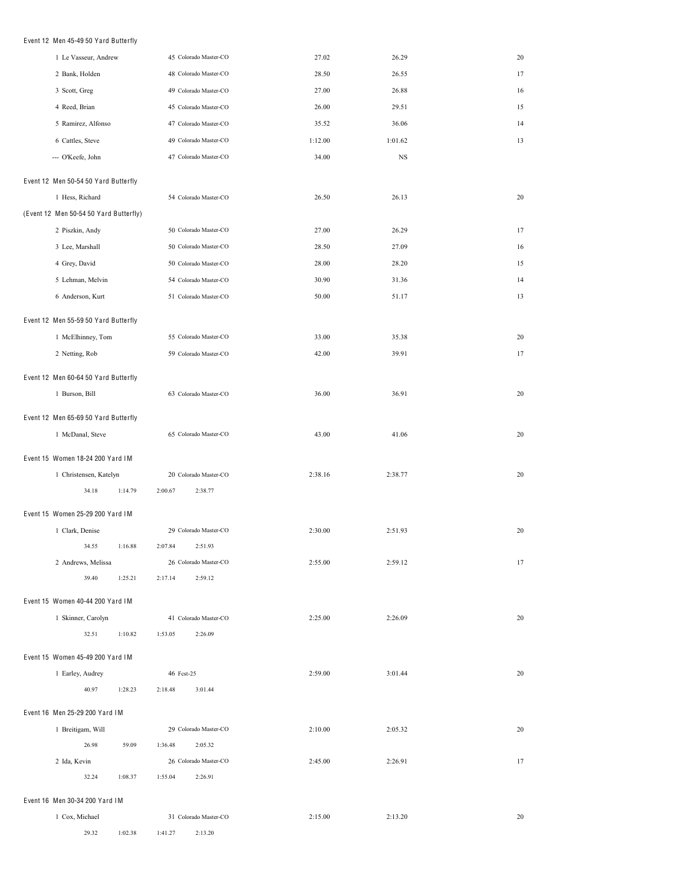Event 12 Men 45-49 50 Yard Butterfly

| Place | Name | Age | Team | Seed Time | Finals Time | Points |
|---|---|---|---|---|---|---|
| 1 | Le Vasseur, Andrew | 45 | Colorado Master-CO | 27.02 | 26.29 | 20 |
| 2 | Bank, Holden | 48 | Colorado Master-CO | 28.50 | 26.55 | 17 |
| 3 | Scott, Greg | 49 | Colorado Master-CO | 27.00 | 26.88 | 16 |
| 4 | Reed, Brian | 45 | Colorado Master-CO | 26.00 | 29.51 | 15 |
| 5 | Ramirez, Alfonso | 47 | Colorado Master-CO | 35.52 | 36.06 | 14 |
| 6 | Cattles, Steve | 49 | Colorado Master-CO | 1:12.00 | 1:01.62 | 13 |
| --- | O'Keefe, John | 47 | Colorado Master-CO | 34.00 | NS | |

Event 12 Men 50-54 50 Yard Butterfly

| Place | Name | Age | Team | Seed Time | Finals Time | Points |
|---|---|---|---|---|---|---|
| 1 | Hess, Richard | 54 | Colorado Master-CO | 26.50 | 26.13 | 20 |

(Event 12 Men 50-54 50 Yard Butterfly)

| Place | Name | Age | Team | Seed Time | Finals Time | Points |
|---|---|---|---|---|---|---|
| 2 | Piszkin, Andy | 50 | Colorado Master-CO | 27.00 | 26.29 | 17 |
| 3 | Lee, Marshall | 50 | Colorado Master-CO | 28.50 | 27.09 | 16 |
| 4 | Grey, David | 50 | Colorado Master-CO | 28.00 | 28.20 | 15 |
| 5 | Lehman, Melvin | 54 | Colorado Master-CO | 30.90 | 31.36 | 14 |
| 6 | Anderson, Kurt | 51 | Colorado Master-CO | 50.00 | 51.17 | 13 |

Event 12 Men 55-59 50 Yard Butterfly

| Place | Name | Age | Team | Seed Time | Finals Time | Points |
|---|---|---|---|---|---|---|
| 1 | McElhinney, Tom | 55 | Colorado Master-CO | 33.00 | 35.38 | 20 |
| 2 | Netting, Rob | 59 | Colorado Master-CO | 42.00 | 39.91 | 17 |

Event 12 Men 60-64 50 Yard Butterfly

| Place | Name | Age | Team | Seed Time | Finals Time | Points |
|---|---|---|---|---|---|---|
| 1 | Burson, Bill | 63 | Colorado Master-CO | 36.00 | 36.91 | 20 |

Event 12 Men 65-69 50 Yard Butterfly

| Place | Name | Age | Team | Seed Time | Finals Time | Points |
|---|---|---|---|---|---|---|
| 1 | McDanal, Steve | 65 | Colorado Master-CO | 43.00 | 41.06 | 20 |

Event 15 Women 18-24 200 Yard IM

| Place | Name | Age | Team | Seed Time | Finals Time | Points |
|---|---|---|---|---|---|---|
| 1 | Christensen, Katelyn | 20 | Colorado Master-CO | 2:38.16 | 2:38.77 | 20 |
| | 34.18 | 1:14.79 | 2:00.67 | 2:38.77 | | |

Event 15 Women 25-29 200 Yard IM

| Place | Name | Age | Team | Seed Time | Finals Time | Points |
|---|---|---|---|---|---|---|
| 1 | Clark, Denise | 29 | Colorado Master-CO | 2:30.00 | 2:51.93 | 20 |
| | 34.55 | 1:16.88 | 2:07.84 | 2:51.93 | | |
| 2 | Andrews, Melissa | 26 | Colorado Master-CO | 2:55.00 | 2:59.12 | 17 |
| | 39.40 | 1:25.21 | 2:17.14 | 2:59.12 | | |

Event 15 Women 40-44 200 Yard IM

| Place | Name | Age | Team | Seed Time | Finals Time | Points |
|---|---|---|---|---|---|---|
| 1 | Skinner, Carolyn | 41 | Colorado Master-CO | 2:25.00 | 2:26.09 | 20 |
| | 32.51 | 1:10.82 | 1:53.05 | 2:26.09 | | |

Event 15 Women 45-49 200 Yard IM

| Place | Name | Age | Team | Seed Time | Finals Time | Points |
|---|---|---|---|---|---|---|
| 1 | Earley, Audrey | 46 | Fcst-25 | 2:59.00 | 3:01.44 | 20 |
| | 40.97 | 1:28.23 | 2:18.48 | 3:01.44 | | |

Event 16 Men 25-29 200 Yard IM

| Place | Name | Age | Team | Seed Time | Finals Time | Points |
|---|---|---|---|---|---|---|
| 1 | Breitigam, Will | 29 | Colorado Master-CO | 2:10.00 | 2:05.32 | 20 |
| | 26.98 | 59.09 | 1:36.48 | 2:05.32 | | |
| 2 | Ida, Kevin | 26 | Colorado Master-CO | 2:45.00 | 2:26.91 | 17 |
| | 32.24 | 1:08.37 | 1:55.04 | 2:26.91 | | |

Event 16 Men 30-34 200 Yard IM

| Place | Name | Age | Team | Seed Time | Finals Time | Points |
|---|---|---|---|---|---|---|
| 1 | Cox, Michael | 31 | Colorado Master-CO | 2:15.00 | 2:13.20 | 20 |
| | 29.32 | 1:02.38 | 1:41.27 | 2:13.20 | | |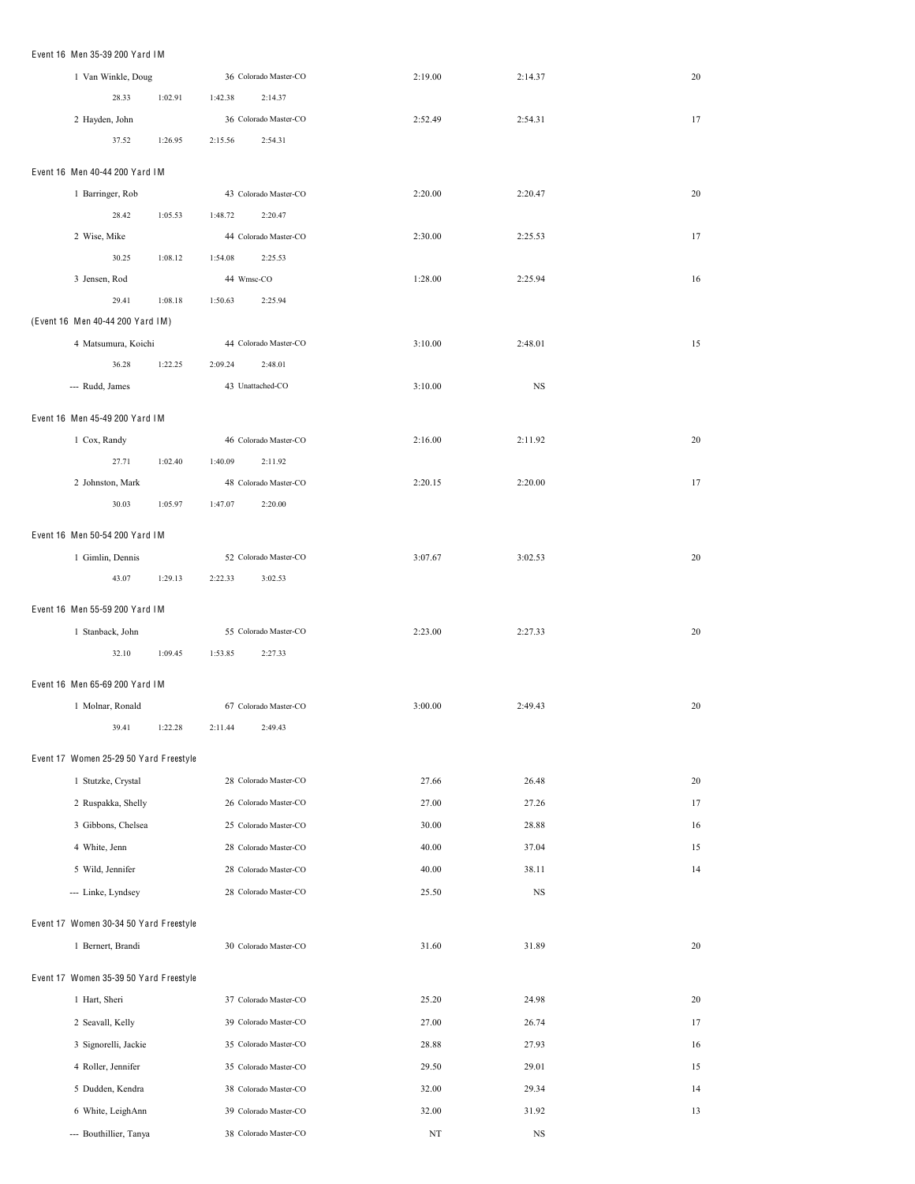Event 16 Men 35-39 200 Yard IM

| Place | Name | Age | Team | Seed Time | Finals Time | Points |
|---|---|---|---|---|---|---|
| 1 | Van Winkle, Doug | 36 | Colorado Master-CO | 2:19.00 | 2:14.37 | 20 |
| | 28.33 1:02.91 1:42.38 2:14.37 | | | | | |
| 2 | Hayden, John | 36 | Colorado Master-CO | 2:52.49 | 2:54.31 | 17 |
| | 37.52 1:26.95 2:15.56 2:54.31 | | | | | |

Event 16 Men 40-44 200 Yard IM

| Place | Name | Age | Team | Seed Time | Finals Time | Points |
|---|---|---|---|---|---|---|
| 1 | Barringer, Rob | 43 | Colorado Master-CO | 2:20.00 | 2:20.47 | 20 |
| | 28.42 1:05.53 1:48.72 2:20.47 | | | | | |
| 2 | Wise, Mike | 44 | Colorado Master-CO | 2:30.00 | 2:25.53 | 17 |
| | 30.25 1:08.12 1:54.08 2:25.53 | | | | | |
| 3 | Jensen, Rod | 44 | Wmsc-CO | 1:28.00 | 2:25.94 | 16 |
| | 29.41 1:08.18 1:50.63 2:25.94 | | | | | |

(Event 16 Men 40-44 200 Yard IM)

| Place | Name | Age | Team | Seed Time | Finals Time | Points |
|---|---|---|---|---|---|---|
| 4 | Matsumura, Koichi | 44 | Colorado Master-CO | 3:10.00 | 2:48.01 | 15 |
| | 36.28 1:22.25 2:09.24 2:48.01 | | | | | |
| --- | Rudd, James | 43 | Unattached-CO | 3:10.00 | NS | |

Event 16 Men 45-49 200 Yard IM

| Place | Name | Age | Team | Seed Time | Finals Time | Points |
|---|---|---|---|---|---|---|
| 1 | Cox, Randy | 46 | Colorado Master-CO | 2:16.00 | 2:11.92 | 20 |
| | 27.71 1:02.40 1:40.09 2:11.92 | | | | | |
| 2 | Johnston, Mark | 48 | Colorado Master-CO | 2:20.15 | 2:20.00 | 17 |
| | 30.03 1:05.97 1:47.07 2:20.00 | | | | | |

Event 16 Men 50-54 200 Yard IM

| Place | Name | Age | Team | Seed Time | Finals Time | Points |
|---|---|---|---|---|---|---|
| 1 | Gimlin, Dennis | 52 | Colorado Master-CO | 3:07.67 | 3:02.53 | 20 |
| | 43.07 1:29.13 2:22.33 3:02.53 | | | | | |

Event 16 Men 55-59 200 Yard IM

| Place | Name | Age | Team | Seed Time | Finals Time | Points |
|---|---|---|---|---|---|---|
| 1 | Stanback, John | 55 | Colorado Master-CO | 2:23.00 | 2:27.33 | 20 |
| | 32.10 1:09.45 1:53.85 2:27.33 | | | | | |

Event 16 Men 65-69 200 Yard IM

| Place | Name | Age | Team | Seed Time | Finals Time | Points |
|---|---|---|---|---|---|---|
| 1 | Molnar, Ronald | 67 | Colorado Master-CO | 3:00.00 | 2:49.43 | 20 |
| | 39.41 1:22.28 2:11.44 2:49.43 | | | | | |

Event 17 Women 25-29 50 Yard Freestyle

| Place | Name | Age | Team | Seed Time | Finals Time | Points |
|---|---|---|---|---|---|---|
| 1 | Stutzke, Crystal | 28 | Colorado Master-CO | 27.66 | 26.48 | 20 |
| 2 | Ruspakka, Shelly | 26 | Colorado Master-CO | 27.00 | 27.26 | 17 |
| 3 | Gibbons, Chelsea | 25 | Colorado Master-CO | 30.00 | 28.88 | 16 |
| 4 | White, Jenn | 28 | Colorado Master-CO | 40.00 | 37.04 | 15 |
| 5 | Wild, Jennifer | 28 | Colorado Master-CO | 40.00 | 38.11 | 14 |
| --- | Linke, Lyndsey | 28 | Colorado Master-CO | 25.50 | NS | |

Event 17 Women 30-34 50 Yard Freestyle

| Place | Name | Age | Team | Seed Time | Finals Time | Points |
|---|---|---|---|---|---|---|
| 1 | Bernert, Brandi | 30 | Colorado Master-CO | 31.60 | 31.89 | 20 |

Event 17 Women 35-39 50 Yard Freestyle

| Place | Name | Age | Team | Seed Time | Finals Time | Points |
|---|---|---|---|---|---|---|
| 1 | Hart, Sheri | 37 | Colorado Master-CO | 25.20 | 24.98 | 20 |
| 2 | Seavall, Kelly | 39 | Colorado Master-CO | 27.00 | 26.74 | 17 |
| 3 | Signorelli, Jackie | 35 | Colorado Master-CO | 28.88 | 27.93 | 16 |
| 4 | Roller, Jennifer | 35 | Colorado Master-CO | 29.50 | 29.01 | 15 |
| 5 | Dudden, Kendra | 38 | Colorado Master-CO | 32.00 | 29.34 | 14 |
| 6 | White, LeighAnn | 39 | Colorado Master-CO | 32.00 | 31.92 | 13 |
| --- | Bouthillier, Tanya | 38 | Colorado Master-CO | NT | NS | |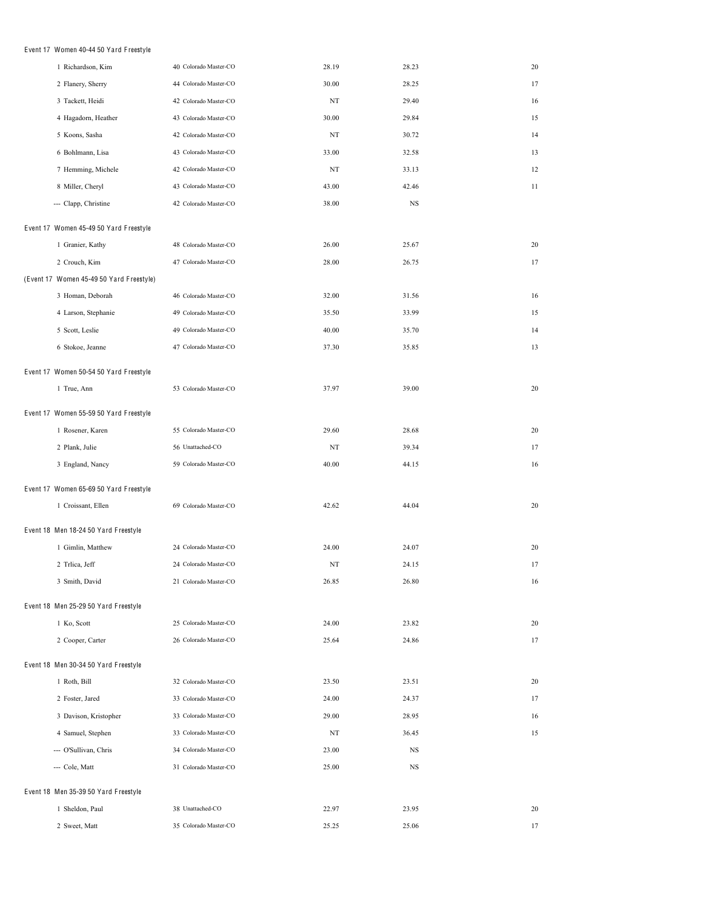Event 17 Women 40-44 50 Yard Freestyle

| | | | | | |
|---|---|---|---|---|---|
| 1 | Richardson, Kim | 40 Colorado Master-CO | 28.19 | 28.23 | 20 |
| 2 | Flanery, Sherry | 44 Colorado Master-CO | 30.00 | 28.25 | 17 |
| 3 | Tackett, Heidi | 42 Colorado Master-CO | NT | 29.40 | 16 |
| 4 | Hagadorn, Heather | 43 Colorado Master-CO | 30.00 | 29.84 | 15 |
| 5 | Koons, Sasha | 42 Colorado Master-CO | NT | 30.72 | 14 |
| 6 | Bohlmann, Lisa | 43 Colorado Master-CO | 33.00 | 32.58 | 13 |
| 7 | Hemming, Michele | 42 Colorado Master-CO | NT | 33.13 | 12 |
| 8 | Miller, Cheryl | 43 Colorado Master-CO | 43.00 | 42.46 | 11 |
| --- | Clapp, Christine | 42 Colorado Master-CO | 38.00 | NS | |

Event 17 Women 45-49 50 Yard Freestyle

| | | | | | |
|---|---|---|---|---|---|
| 1 | Granier, Kathy | 48 Colorado Master-CO | 26.00 | 25.67 | 20 |
| 2 | Crouch, Kim | 47 Colorado Master-CO | 28.00 | 26.75 | 17 |
| 3 | Homan, Deborah | 46 Colorado Master-CO | 32.00 | 31.56 | 16 |
| 4 | Larson, Stephanie | 49 Colorado Master-CO | 35.50 | 33.99 | 15 |
| 5 | Scott, Leslie | 49 Colorado Master-CO | 40.00 | 35.70 | 14 |
| 6 | Stokoe, Jeanne | 47 Colorado Master-CO | 37.30 | 35.85 | 13 |

Event 17 Women 50-54 50 Yard Freestyle

| | | | | | |
|---|---|---|---|---|---|
| 1 | True, Ann | 53 Colorado Master-CO | 37.97 | 39.00 | 20 |

Event 17 Women 55-59 50 Yard Freestyle

| | | | | | |
|---|---|---|---|---|---|
| 1 | Rosener, Karen | 55 Colorado Master-CO | 29.60 | 28.68 | 20 |
| 2 | Plank, Julie | 56 Unattached-CO | NT | 39.34 | 17 |
| 3 | England, Nancy | 59 Colorado Master-CO | 40.00 | 44.15 | 16 |

Event 17 Women 65-69 50 Yard Freestyle

| | | | | | |
|---|---|---|---|---|---|
| 1 | Croissant, Ellen | 69 Colorado Master-CO | 42.62 | 44.04 | 20 |

Event 18 Men 18-24 50 Yard Freestyle

| | | | | | |
|---|---|---|---|---|---|
| 1 | Gimlin, Matthew | 24 Colorado Master-CO | 24.00 | 24.07 | 20 |
| 2 | Trlica, Jeff | 24 Colorado Master-CO | NT | 24.15 | 17 |
| 3 | Smith, David | 21 Colorado Master-CO | 26.85 | 26.80 | 16 |

Event 18 Men 25-29 50 Yard Freestyle

| | | | | | |
|---|---|---|---|---|---|
| 1 | Ko, Scott | 25 Colorado Master-CO | 24.00 | 23.82 | 20 |
| 2 | Cooper, Carter | 26 Colorado Master-CO | 25.64 | 24.86 | 17 |

Event 18 Men 30-34 50 Yard Freestyle

| | | | | | |
|---|---|---|---|---|---|
| 1 | Roth, Bill | 32 Colorado Master-CO | 23.50 | 23.51 | 20 |
| 2 | Foster, Jared | 33 Colorado Master-CO | 24.00 | 24.37 | 17 |
| 3 | Davison, Kristopher | 33 Colorado Master-CO | 29.00 | 28.95 | 16 |
| 4 | Samuel, Stephen | 33 Colorado Master-CO | NT | 36.45 | 15 |
| --- | O'Sullivan, Chris | 34 Colorado Master-CO | 23.00 | NS | |
| --- | Cole, Matt | 31 Colorado Master-CO | 25.00 | NS | |

Event 18 Men 35-39 50 Yard Freestyle

| | | | | | |
|---|---|---|---|---|---|
| 1 | Sheldon, Paul | 38 Unattached-CO | 22.97 | 23.95 | 20 |
| 2 | Sweet, Matt | 35 Colorado Master-CO | 25.25 | 25.06 | 17 |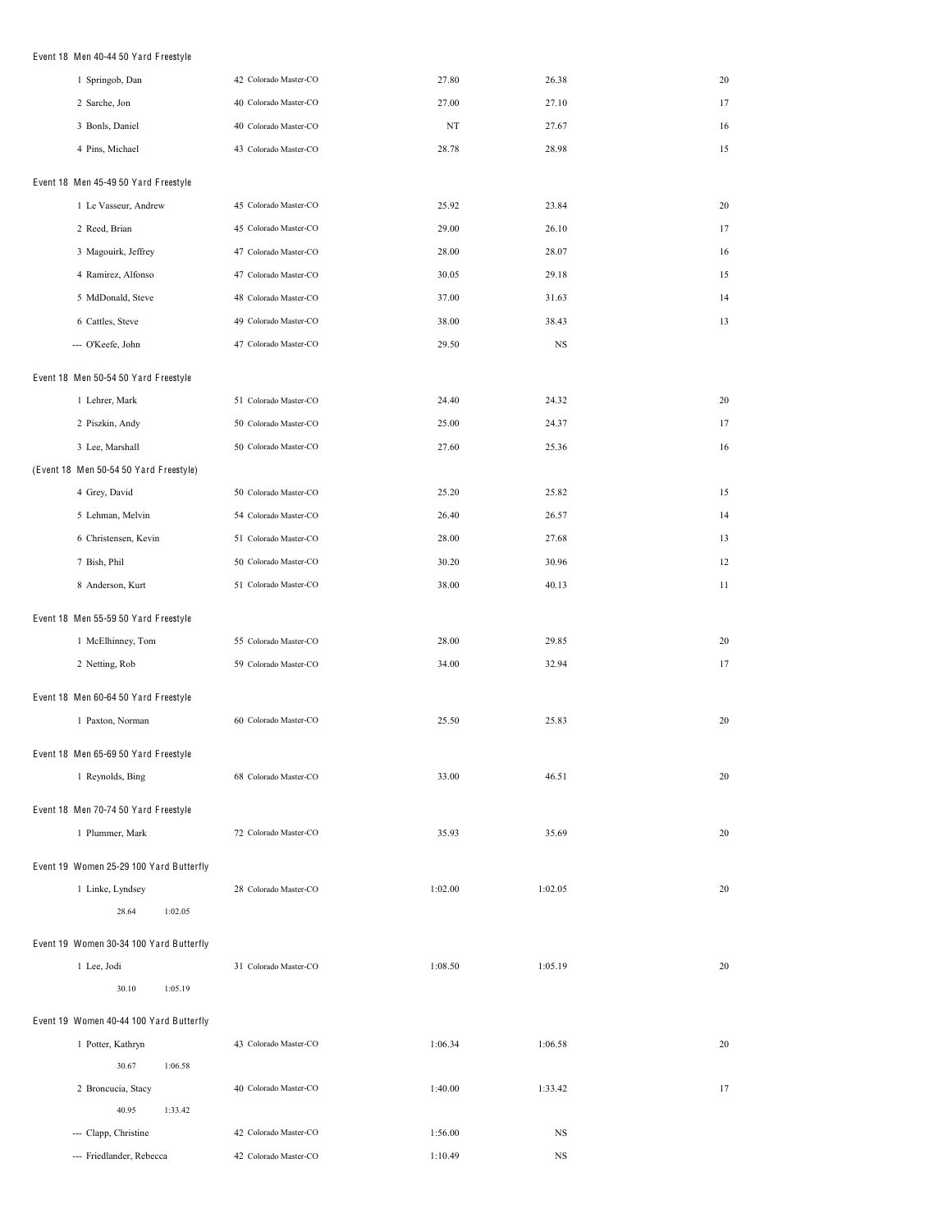Event 18 Men 40-44 50 Yard Freestyle

| | | | | | |
|---|---|---|---|---|---|
| 1 | Springob, Dan | 42 Colorado Master-CO | 27.80 | 26.38 | 20 |
| 2 | Sarche, Jon | 40 Colorado Master-CO | 27.00 | 27.10 | 17 |
| 3 | Bonls, Daniel | 40 Colorado Master-CO | NT | 27.67 | 16 |
| 4 | Pins, Michael | 43 Colorado Master-CO | 28.78 | 28.98 | 15 |

Event 18 Men 45-49 50 Yard Freestyle

| | | | | | |
|---|---|---|---|---|---|
| 1 | Le Vasseur, Andrew | 45 Colorado Master-CO | 25.92 | 23.84 | 20 |
| 2 | Reed, Brian | 45 Colorado Master-CO | 29.00 | 26.10 | 17 |
| 3 | Magouirk, Jeffrey | 47 Colorado Master-CO | 28.00 | 28.07 | 16 |
| 4 | Ramirez, Alfonso | 47 Colorado Master-CO | 30.05 | 29.18 | 15 |
| 5 | MdDonald, Steve | 48 Colorado Master-CO | 37.00 | 31.63 | 14 |
| 6 | Cattles, Steve | 49 Colorado Master-CO | 38.00 | 38.43 | 13 |
| --- | O'Keefe, John | 47 Colorado Master-CO | 29.50 | NS | |

Event 18 Men 50-54 50 Yard Freestyle

| | | | | | |
|---|---|---|---|---|---|
| 1 | Lehrer, Mark | 51 Colorado Master-CO | 24.40 | 24.32 | 20 |
| 2 | Piszkin, Andy | 50 Colorado Master-CO | 25.00 | 24.37 | 17 |
| 3 | Lee, Marshall | 50 Colorado Master-CO | 27.60 | 25.36 | 16 |

(Event 18 Men 50-54 50 Yard Freestyle)

| | | | | | |
|---|---|---|---|---|---|
| 4 | Grey, David | 50 Colorado Master-CO | 25.20 | 25.82 | 15 |
| 5 | Lehman, Melvin | 54 Colorado Master-CO | 26.40 | 26.57 | 14 |
| 6 | Christensen, Kevin | 51 Colorado Master-CO | 28.00 | 27.68 | 13 |
| 7 | Bish, Phil | 50 Colorado Master-CO | 30.20 | 30.96 | 12 |
| 8 | Anderson, Kurt | 51 Colorado Master-CO | 38.00 | 40.13 | 11 |

Event 18 Men 55-59 50 Yard Freestyle

| | | | | | |
|---|---|---|---|---|---|
| 1 | McElhinney, Tom | 55 Colorado Master-CO | 28.00 | 29.85 | 20 |
| 2 | Netting, Rob | 59 Colorado Master-CO | 34.00 | 32.94 | 17 |

Event 18 Men 60-64 50 Yard Freestyle

| | | | | | |
|---|---|---|---|---|---|
| 1 | Paxton, Norman | 60 Colorado Master-CO | 25.50 | 25.83 | 20 |

Event 18 Men 65-69 50 Yard Freestyle

| | | | | | |
|---|---|---|---|---|---|
| 1 | Reynolds, Bing | 68 Colorado Master-CO | 33.00 | 46.51 | 20 |

Event 18 Men 70-74 50 Yard Freestyle

| | | | | | |
|---|---|---|---|---|---|
| 1 | Plummer, Mark | 72 Colorado Master-CO | 35.93 | 35.69 | 20 |

Event 19 Women 25-29 100 Yard Butterfly

| | | | | | |
|---|---|---|---|---|---|
| 1 | Linke, Lyndsey | 28 Colorado Master-CO | 1:02.00 | 1:02.05 | 20 |
| | 28.64 1:02.05 | | | | |

Event 19 Women 30-34 100 Yard Butterfly

| | | | | | |
|---|---|---|---|---|---|
| 1 | Lee, Jodi | 31 Colorado Master-CO | 1:08.50 | 1:05.19 | 20 |
| | 30.10 1:05.19 | | | | |

Event 19 Women 40-44 100 Yard Butterfly

| | | | | | |
|---|---|---|---|---|---|
| 1 | Potter, Kathryn | 43 Colorado Master-CO | 1:06.34 | 1:06.58 | 20 |
| | 30.67 1:06.58 | | | | |
| 2 | Broncucia, Stacy | 40 Colorado Master-CO | 1:40.00 | 1:33.42 | 17 |
| | 40.95 1:33.42 | | | | |
| --- | Clapp, Christine | 42 Colorado Master-CO | 1:56.00 | NS | |
| --- | Friedlander, Rebecca | 42 Colorado Master-CO | 1:10.49 | NS | |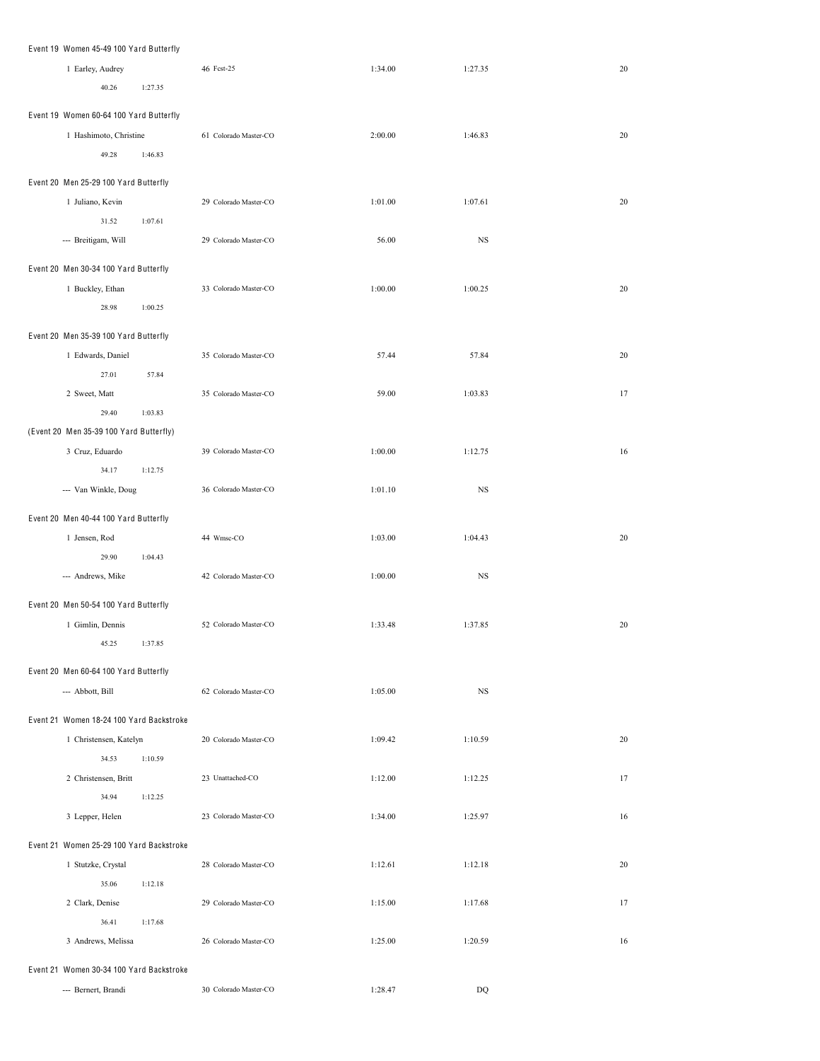Event 19 Women 45-49 100 Yard Butterfly

| | | | | |
|---|---|---|---|---|
| 1 Earley, Audrey | 46 Fcst-25 | 1:34.00 | 1:27.35 | 20 |
| 40.26 1:27.35 | | | | |

Event 19 Women 60-64 100 Yard Butterfly

| | | | | |
|---|---|---|---|---|
| 1 Hashimoto, Christine | 61 Colorado Master-CO | 2:00.00 | 1:46.83 | 20 |
| 49.28 1:46.83 | | | | |

Event 20 Men 25-29 100 Yard Butterfly

| | | | | |
|---|---|---|---|---|
| 1 Juliano, Kevin | 29 Colorado Master-CO | 1:01.00 | 1:07.61 | 20 |
| 31.52 1:07.61 | | | | |
| --- Breitigam, Will | 29 Colorado Master-CO | 56.00 | NS | |

Event 20 Men 30-34 100 Yard Butterfly

| | | | | |
|---|---|---|---|---|
| 1 Buckley, Ethan | 33 Colorado Master-CO | 1:00.00 | 1:00.25 | 20 |
| 28.98 1:00.25 | | | | |

Event 20 Men 35-39 100 Yard Butterfly

| | | | | |
|---|---|---|---|---|
| 1 Edwards, Daniel | 35 Colorado Master-CO | 57.44 | 57.84 | 20 |
| 27.01 57.84 | | | | |
| 2 Sweet, Matt | 35 Colorado Master-CO | 59.00 | 1:03.83 | 17 |
| 29.40 1:03.83 | | | | |

(Event 20 Men 35-39 100 Yard Butterfly)

| | | | | |
|---|---|---|---|---|
| 3 Cruz, Eduardo | 39 Colorado Master-CO | 1:00.00 | 1:12.75 | 16 |
| 34.17 1:12.75 | | | | |
| --- Van Winkle, Doug | 36 Colorado Master-CO | 1:01.10 | NS | |

Event 20 Men 40-44 100 Yard Butterfly

| | | | | |
|---|---|---|---|---|
| 1 Jensen, Rod | 44 Wmsc-CO | 1:03.00 | 1:04.43 | 20 |
| 29.90 1:04.43 | | | | |
| --- Andrews, Mike | 42 Colorado Master-CO | 1:00.00 | NS | |

Event 20 Men 50-54 100 Yard Butterfly

| | | | | |
|---|---|---|---|---|
| 1 Gimlin, Dennis | 52 Colorado Master-CO | 1:33.48 | 1:37.85 | 20 |
| 45.25 1:37.85 | | | | |

Event 20 Men 60-64 100 Yard Butterfly

| | | | | |
|---|---|---|---|---|
| --- Abbott, Bill | 62 Colorado Master-CO | 1:05.00 | NS | |

Event 21 Women 18-24 100 Yard Backstroke

| | | | | |
|---|---|---|---|---|
| 1 Christensen, Katelyn | 20 Colorado Master-CO | 1:09.42 | 1:10.59 | 20 |
| 34.53 1:10.59 | | | | |
| 2 Christensen, Britt | 23 Unattached-CO | 1:12.00 | 1:12.25 | 17 |
| 34.94 1:12.25 | | | | |
| 3 Lepper, Helen | 23 Colorado Master-CO | 1:34.00 | 1:25.97 | 16 |

Event 21 Women 25-29 100 Yard Backstroke

| | | | | |
|---|---|---|---|---|
| 1 Stutzke, Crystal | 28 Colorado Master-CO | 1:12.61 | 1:12.18 | 20 |
| 35.06 1:12.18 | | | | |
| 2 Clark, Denise | 29 Colorado Master-CO | 1:15.00 | 1:17.68 | 17 |
| 36.41 1:17.68 | | | | |
| 3 Andrews, Melissa | 26 Colorado Master-CO | 1:25.00 | 1:20.59 | 16 |

Event 21 Women 30-34 100 Yard Backstroke

| | | | | |
|---|---|---|---|---|
| --- Bernert, Brandi | 30 Colorado Master-CO | 1:28.47 | DQ | |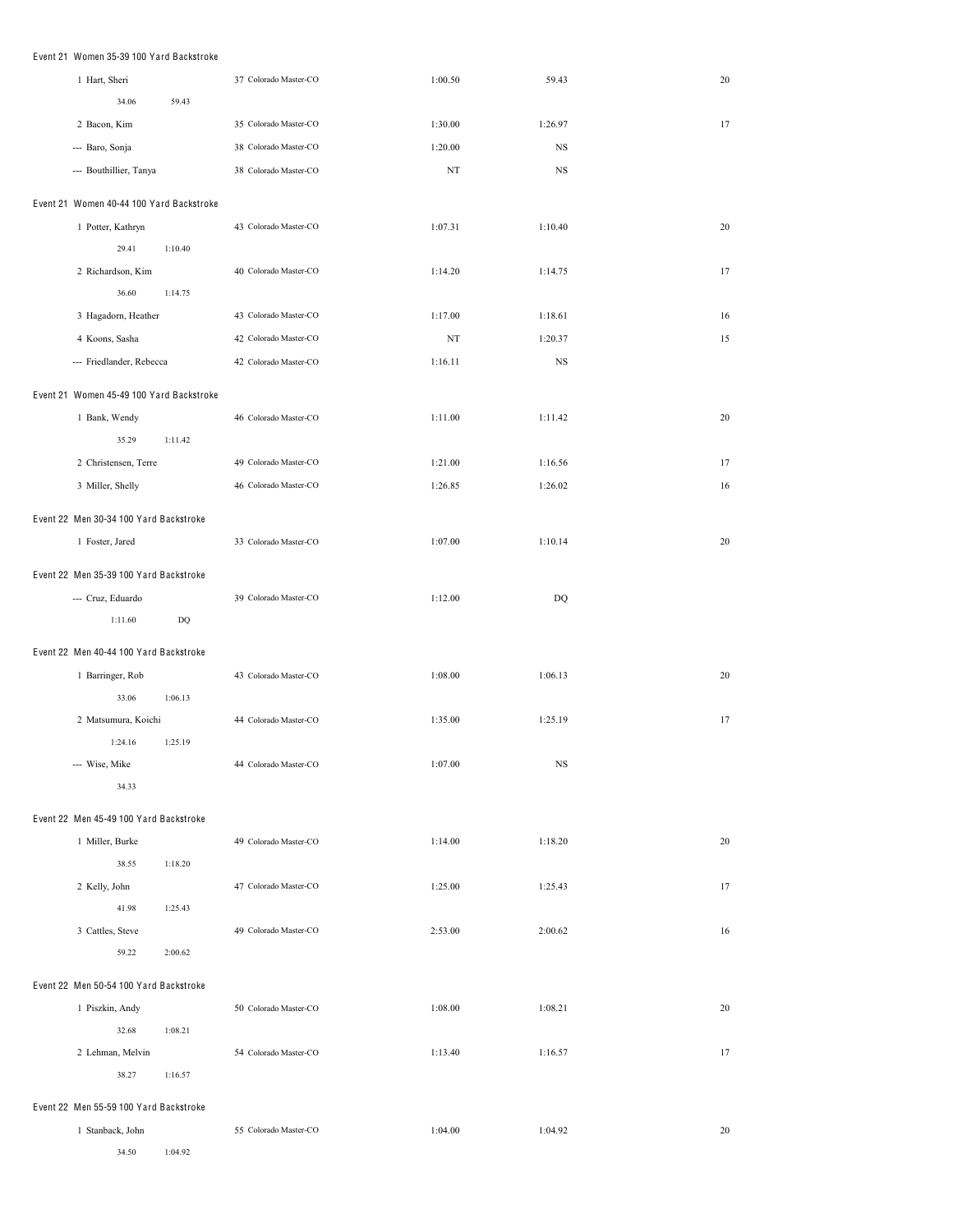### Event 21 Women 35-39 100 Yard Backstroke

| Place | Name | Age | Team | Seed Time | Finals Time | Points |
|---|---|---|---|---|---|---|
| 1 | Hart, Sheri | 37 | Colorado Master-CO | 1:00.50 | 59.43 | 20 |
| | 34.06 59.43 | | | | | |
| 2 | Bacon, Kim | 35 | Colorado Master-CO | 1:30.00 | 1:26.97 | 17 |
| --- | Baro, Sonja | 38 | Colorado Master-CO | 1:20.00 | NS | |
| --- | Bouthillier, Tanya | 38 | Colorado Master-CO | NT | NS | |

### Event 21 Women 40-44 100 Yard Backstroke

| Place | Name | Age | Team | Seed Time | Finals Time | Points |
|---|---|---|---|---|---|---|
| 1 | Potter, Kathryn | 43 | Colorado Master-CO | 1:07.31 | 1:10.40 | 20 |
| | 29.41 1:10.40 | | | | | |
| 2 | Richardson, Kim | 40 | Colorado Master-CO | 1:14.20 | 1:14.75 | 17 |
| | 36.60 1:14.75 | | | | | |
| 3 | Hagadorn, Heather | 43 | Colorado Master-CO | 1:17.00 | 1:18.61 | 16 |
| 4 | Koons, Sasha | 42 | Colorado Master-CO | NT | 1:20.37 | 15 |
| --- | Friedlander, Rebecca | 42 | Colorado Master-CO | 1:16.11 | NS | |

### Event 21 Women 45-49 100 Yard Backstroke

| Place | Name | Age | Team | Seed Time | Finals Time | Points |
|---|---|---|---|---|---|---|
| 1 | Bank, Wendy | 46 | Colorado Master-CO | 1:11.00 | 1:11.42 | 20 |
| | 35.29 1:11.42 | | | | | |
| 2 | Christensen, Terre | 49 | Colorado Master-CO | 1:21.00 | 1:16.56 | 17 |
| 3 | Miller, Shelly | 46 | Colorado Master-CO | 1:26.85 | 1:26.02 | 16 |

### Event 22 Men 30-34 100 Yard Backstroke

| Place | Name | Age | Team | Seed Time | Finals Time | Points |
|---|---|---|---|---|---|---|
| 1 | Foster, Jared | 33 | Colorado Master-CO | 1:07.00 | 1:10.14 | 20 |

### Event 22 Men 35-39 100 Yard Backstroke

| Place | Name | Age | Team | Seed Time | Finals Time | Points |
|---|---|---|---|---|---|---|
| --- | Cruz, Eduardo | 39 | Colorado Master-CO | 1:12.00 | DQ | |
| | 1:11.60 DQ | | | | | |

### Event 22 Men 40-44 100 Yard Backstroke

| Place | Name | Age | Team | Seed Time | Finals Time | Points |
|---|---|---|---|---|---|---|
| 1 | Barringer, Rob | 43 | Colorado Master-CO | 1:08.00 | 1:06.13 | 20 |
| | 33.06 1:06.13 | | | | | |
| 2 | Matsumura, Koichi | 44 | Colorado Master-CO | 1:35.00 | 1:25.19 | 17 |
| | 1:24.16 1:25.19 | | | | | |
| --- | Wise, Mike | 44 | Colorado Master-CO | 1:07.00 | NS | |
| | 34.33 | | | | | |

### Event 22 Men 45-49 100 Yard Backstroke

| Place | Name | Age | Team | Seed Time | Finals Time | Points |
|---|---|---|---|---|---|---|
| 1 | Miller, Burke | 49 | Colorado Master-CO | 1:14.00 | 1:18.20 | 20 |
| | 38.55 1:18.20 | | | | | |
| 2 | Kelly, John | 47 | Colorado Master-CO | 1:25.00 | 1:25.43 | 17 |
| | 41.98 1:25.43 | | | | | |
| 3 | Cattles, Steve | 49 | Colorado Master-CO | 2:53.00 | 2:00.62 | 16 |
| | 59.22 2:00.62 | | | | | |

### Event 22 Men 50-54 100 Yard Backstroke

| Place | Name | Age | Team | Seed Time | Finals Time | Points |
|---|---|---|---|---|---|---|
| 1 | Piszkin, Andy | 50 | Colorado Master-CO | 1:08.00 | 1:08.21 | 20 |
| | 32.68 1:08.21 | | | | | |
| 2 | Lehman, Melvin | 54 | Colorado Master-CO | 1:13.40 | 1:16.57 | 17 |
| | 38.27 1:16.57 | | | | | |

### Event 22 Men 55-59 100 Yard Backstroke

| Place | Name | Age | Team | Seed Time | Finals Time | Points |
|---|---|---|---|---|---|---|
| 1 | Stanback, John | 55 | Colorado Master-CO | 1:04.00 | 1:04.92 | 20 |
| | 34.50 1:04.92 | | | | | |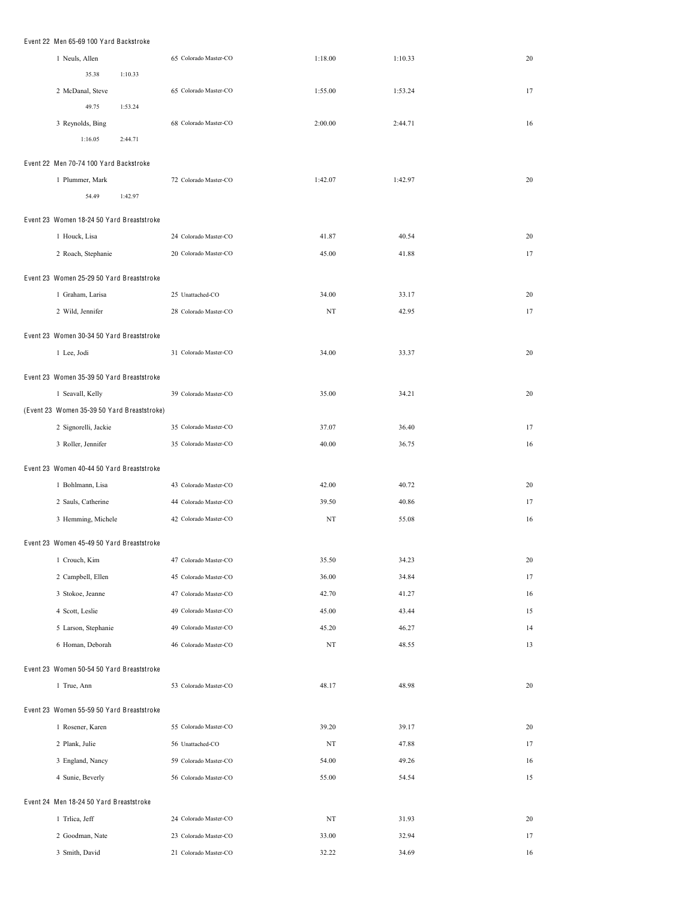Event 22 Men 65-69 100 Yard Backstroke

| | | | | |
|---|---|---|---|---|
| 1 Neuls, Allen | 65 Colorado Master-CO | 1:18.00 | 1:10.33 | 20 |
| 35.38 1:10.33 | | | | |
| 2 McDanal, Steve | 65 Colorado Master-CO | 1:55.00 | 1:53.24 | 17 |
| 49.75 1:53.24 | | | | |
| 3 Reynolds, Bing | 68 Colorado Master-CO | 2:00.00 | 2:44.71 | 16 |
| 1:16.05 2:44.71 | | | | |

Event 22 Men 70-74 100 Yard Backstroke

| | | | | |
|---|---|---|---|---|
| 1 Plummer, Mark | 72 Colorado Master-CO | 1:42.07 | 1:42.97 | 20 |
| 54.49 1:42.97 | | | | |

Event 23 Women 18-24 50 Yard Breaststroke

| | | | | |
|---|---|---|---|---|
| 1 Houck, Lisa | 24 Colorado Master-CO | 41.87 | 40.54 | 20 |
| 2 Roach, Stephanie | 20 Colorado Master-CO | 45.00 | 41.88 | 17 |

Event 23 Women 25-29 50 Yard Breaststroke

| | | | | |
|---|---|---|---|---|
| 1 Graham, Larisa | 25 Unattached-CO | 34.00 | 33.17 | 20 |
| 2 Wild, Jennifer | 28 Colorado Master-CO | NT | 42.95 | 17 |

Event 23 Women 30-34 50 Yard Breaststroke

| | | | | |
|---|---|---|---|---|
| 1 Lee, Jodi | 31 Colorado Master-CO | 34.00 | 33.37 | 20 |

Event 23 Women 35-39 50 Yard Breaststroke

| | | | | |
|---|---|---|---|---|
| 1 Seavall, Kelly | 39 Colorado Master-CO | 35.00 | 34.21 | 20 |

(Event 23 Women 35-39 50 Yard Breaststroke)

| | | | | |
|---|---|---|---|---|
| 2 Signorelli, Jackie | 35 Colorado Master-CO | 37.07 | 36.40 | 17 |
| 3 Roller, Jennifer | 35 Colorado Master-CO | 40.00 | 36.75 | 16 |

Event 23 Women 40-44 50 Yard Breaststroke

| | | | | |
|---|---|---|---|---|
| 1 Bohlmann, Lisa | 43 Colorado Master-CO | 42.00 | 40.72 | 20 |
| 2 Sauls, Catherine | 44 Colorado Master-CO | 39.50 | 40.86 | 17 |
| 3 Hemming, Michele | 42 Colorado Master-CO | NT | 55.08 | 16 |

Event 23 Women 45-49 50 Yard Breaststroke

| | | | | |
|---|---|---|---|---|
| 1 Crouch, Kim | 47 Colorado Master-CO | 35.50 | 34.23 | 20 |
| 2 Campbell, Ellen | 45 Colorado Master-CO | 36.00 | 34.84 | 17 |
| 3 Stokoe, Jeanne | 47 Colorado Master-CO | 42.70 | 41.27 | 16 |
| 4 Scott, Leslie | 49 Colorado Master-CO | 45.00 | 43.44 | 15 |
| 5 Larson, Stephanie | 49 Colorado Master-CO | 45.20 | 46.27 | 14 |
| 6 Homan, Deborah | 46 Colorado Master-CO | NT | 48.55 | 13 |

Event 23 Women 50-54 50 Yard Breaststroke

| | | | | |
|---|---|---|---|---|
| 1 True, Ann | 53 Colorado Master-CO | 48.17 | 48.98 | 20 |

Event 23 Women 55-59 50 Yard Breaststroke

| | | | | |
|---|---|---|---|---|
| 1 Rosener, Karen | 55 Colorado Master-CO | 39.20 | 39.17 | 20 |
| 2 Plank, Julie | 56 Unattached-CO | NT | 47.88 | 17 |
| 3 England, Nancy | 59 Colorado Master-CO | 54.00 | 49.26 | 16 |
| 4 Sunie, Beverly | 56 Colorado Master-CO | 55.00 | 54.54 | 15 |

Event 24 Men 18-24 50 Yard Breaststroke

| | | | | |
|---|---|---|---|---|
| 1 Trlica, Jeff | 24 Colorado Master-CO | NT | 31.93 | 20 |
| 2 Goodman, Nate | 23 Colorado Master-CO | 33.00 | 32.94 | 17 |
| 3 Smith, David | 21 Colorado Master-CO | 32.22 | 34.69 | 16 |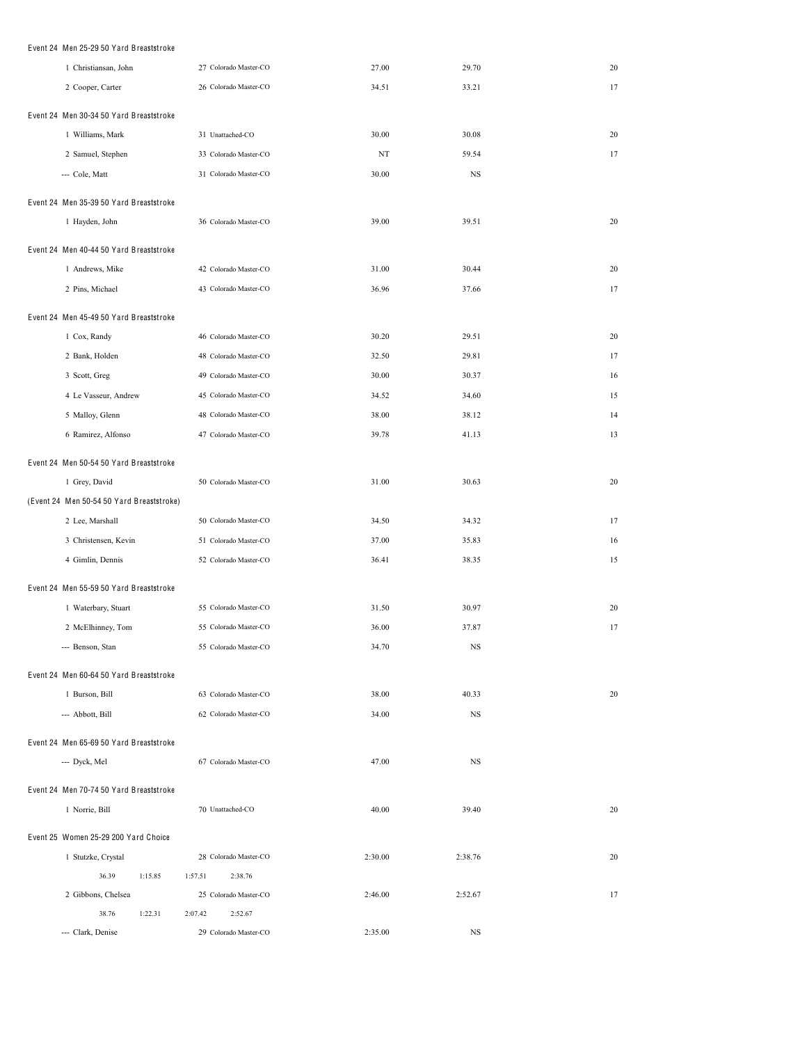Event 24 Men 25-29 50 Yard Breaststroke

| Place | Name | Age | Team | Seed Time | Finals Time | Points |
|---|---|---|---|---|---|---|
| 1 | Christiansan, John | 27 | Colorado Master-CO | 27.00 | 29.70 | 20 |
| 2 | Cooper, Carter | 26 | Colorado Master-CO | 34.51 | 33.21 | 17 |

Event 24 Men 30-34 50 Yard Breaststroke

| Place | Name | Age | Team | Seed Time | Finals Time | Points |
|---|---|---|---|---|---|---|
| 1 | Williams, Mark | 31 | Unattached-CO | 30.00 | 30.08 | 20 |
| 2 | Samuel, Stephen | 33 | Colorado Master-CO | NT | 59.54 | 17 |
| --- | Cole, Matt | 31 | Colorado Master-CO | 30.00 | NS | |

Event 24 Men 35-39 50 Yard Breaststroke

| Place | Name | Age | Team | Seed Time | Finals Time | Points |
|---|---|---|---|---|---|---|
| 1 | Hayden, John | 36 | Colorado Master-CO | 39.00 | 39.51 | 20 |

Event 24 Men 40-44 50 Yard Breaststroke

| Place | Name | Age | Team | Seed Time | Finals Time | Points |
|---|---|---|---|---|---|---|
| 1 | Andrews, Mike | 42 | Colorado Master-CO | 31.00 | 30.44 | 20 |
| 2 | Pins, Michael | 43 | Colorado Master-CO | 36.96 | 37.66 | 17 |

Event 24 Men 45-49 50 Yard Breaststroke

| Place | Name | Age | Team | Seed Time | Finals Time | Points |
|---|---|---|---|---|---|---|
| 1 | Cox, Randy | 46 | Colorado Master-CO | 30.20 | 29.51 | 20 |
| 2 | Bank, Holden | 48 | Colorado Master-CO | 32.50 | 29.81 | 17 |
| 3 | Scott, Greg | 49 | Colorado Master-CO | 30.00 | 30.37 | 16 |
| 4 | Le Vasseur, Andrew | 45 | Colorado Master-CO | 34.52 | 34.60 | 15 |
| 5 | Malloy, Glenn | 48 | Colorado Master-CO | 38.00 | 38.12 | 14 |
| 6 | Ramirez, Alfonso | 47 | Colorado Master-CO | 39.78 | 41.13 | 13 |

Event 24 Men 50-54 50 Yard Breaststroke

| Place | Name | Age | Team | Seed Time | Finals Time | Points |
|---|---|---|---|---|---|---|
| 1 | Grey, David | 50 | Colorado Master-CO | 31.00 | 30.63 | 20 |

(Event 24 Men 50-54 50 Yard Breaststroke)

| Place | Name | Age | Team | Seed Time | Finals Time | Points |
|---|---|---|---|---|---|---|
| 2 | Lee, Marshall | 50 | Colorado Master-CO | 34.50 | 34.32 | 17 |
| 3 | Christensen, Kevin | 51 | Colorado Master-CO | 37.00 | 35.83 | 16 |
| 4 | Gimlin, Dennis | 52 | Colorado Master-CO | 36.41 | 38.35 | 15 |

Event 24 Men 55-59 50 Yard Breaststroke

| Place | Name | Age | Team | Seed Time | Finals Time | Points |
|---|---|---|---|---|---|---|
| 1 | Waterbary, Stuart | 55 | Colorado Master-CO | 31.50 | 30.97 | 20 |
| 2 | McElhinney, Tom | 55 | Colorado Master-CO | 36.00 | 37.87 | 17 |
| --- | Benson, Stan | 55 | Colorado Master-CO | 34.70 | NS | |

Event 24 Men 60-64 50 Yard Breaststroke

| Place | Name | Age | Team | Seed Time | Finals Time | Points |
|---|---|---|---|---|---|---|
| 1 | Burson, Bill | 63 | Colorado Master-CO | 38.00 | 40.33 | 20 |
| --- | Abbott, Bill | 62 | Colorado Master-CO | 34.00 | NS | |

Event 24 Men 65-69 50 Yard Breaststroke

| Place | Name | Age | Team | Seed Time | Finals Time | Points |
|---|---|---|---|---|---|---|
| --- | Dyck, Mel | 67 | Colorado Master-CO | 47.00 | NS | |

Event 24 Men 70-74 50 Yard Breaststroke

| Place | Name | Age | Team | Seed Time | Finals Time | Points |
|---|---|---|---|---|---|---|
| 1 | Norrie, Bill | 70 | Unattached-CO | 40.00 | 39.40 | 20 |

Event 25 Women 25-29 200 Yard Choice

| Place | Name | Age | Team | Seed Time | Finals Time | Points |
|---|---|---|---|---|---|---|
| 1 | Stutzke, Crystal | 28 | Colorado Master-CO | 2:30.00 | 2:38.76 | 20 |
| | 36.39 1:15.85 1:57.51 2:38.76 | | | | | |
| 2 | Gibbons, Chelsea | 25 | Colorado Master-CO | 2:46.00 | 2:52.67 | 17 |
| | 38.76 1:22.31 2:07.42 2:52.67 | | | | | |
| --- | Clark, Denise | 29 | Colorado Master-CO | 2:35.00 | NS | |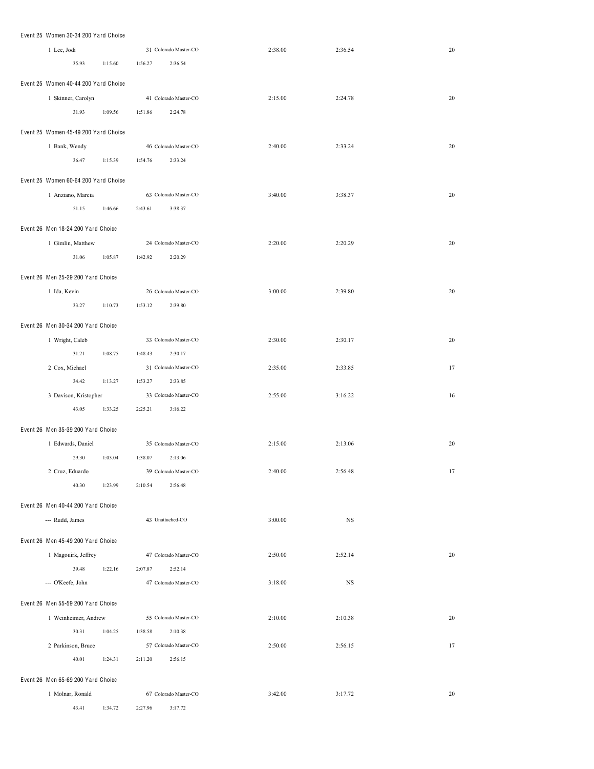Event 25 Women 30-34 200 Yard Choice

| | | | | | | |
|---|---|---|---|---|---|---|
| 1 | Lee, Jodi | 31 | Colorado Master-CO | 2:38.00 | 2:36.54 | 20 |
| | 35.93 | 1:15.60 | 1:56.27 | 2:36.54 | | |

Event 25 Women 40-44 200 Yard Choice

| | | | | | | |
|---|---|---|---|---|---|---|
| 1 | Skinner, Carolyn | 41 | Colorado Master-CO | 2:15.00 | 2:24.78 | 20 |
| | 31.93 | 1:09.56 | 1:51.86 | 2:24.78 | | |

Event 25 Women 45-49 200 Yard Choice

| | | | | | | |
|---|---|---|---|---|---|---|
| 1 | Bank, Wendy | 46 | Colorado Master-CO | 2:40.00 | 2:33.24 | 20 |
| | 36.47 | 1:15.39 | 1:54.76 | 2:33.24 | | |

Event 25 Women 60-64 200 Yard Choice

| | | | | | | |
|---|---|---|---|---|---|---|
| 1 | Anziano, Marcia | 63 | Colorado Master-CO | 3:40.00 | 3:38.37 | 20 |
| | 51.15 | 1:46.66 | 2:43.61 | 3:38.37 | | |

Event 26 Men 18-24 200 Yard Choice

| | | | | | | |
|---|---|---|---|---|---|---|
| 1 | Gimlin, Matthew | 24 | Colorado Master-CO | 2:20.00 | 2:20.29 | 20 |
| | 31.06 | 1:05.87 | 1:42.92 | 2:20.29 | | |

Event 26 Men 25-29 200 Yard Choice

| | | | | | | |
|---|---|---|---|---|---|---|
| 1 | Ida, Kevin | 26 | Colorado Master-CO | 3:00.00 | 2:39.80 | 20 |
| | 33.27 | 1:10.73 | 1:53.12 | 2:39.80 | | |

Event 26 Men 30-34 200 Yard Choice

| | | | | | | |
|---|---|---|---|---|---|---|
| 1 | Wright, Caleb | 33 | Colorado Master-CO | 2:30.00 | 2:30.17 | 20 |
| | 31.21 | 1:08.75 | 1:48.43 | 2:30.17 | | |
| 2 | Cox, Michael | 31 | Colorado Master-CO | 2:35.00 | 2:33.85 | 17 |
| | 34.42 | 1:13.27 | 1:53.27 | 2:33.85 | | |
| 3 | Davison, Kristopher | 33 | Colorado Master-CO | 2:55.00 | 3:16.22 | 16 |
| | 43.05 | 1:33.25 | 2:25.21 | 3:16.22 | | |

Event 26 Men 35-39 200 Yard Choice

| | | | | | | |
|---|---|---|---|---|---|---|
| 1 | Edwards, Daniel | 35 | Colorado Master-CO | 2:15.00 | 2:13.06 | 20 |
| | 29.30 | 1:03.04 | 1:38.07 | 2:13.06 | | |
| 2 | Cruz, Eduardo | 39 | Colorado Master-CO | 2:40.00 | 2:56.48 | 17 |
| | 40.30 | 1:23.99 | 2:10.54 | 2:56.48 | | |

Event 26 Men 40-44 200 Yard Choice

| | | | | | | |
|---|---|---|---|---|---|---|
| --- | Rudd, James | 43 | Unattached-CO | 3:00.00 | NS | |

Event 26 Men 45-49 200 Yard Choice

| | | | | | | |
|---|---|---|---|---|---|---|
| 1 | Magouirk, Jeffrey | 47 | Colorado Master-CO | 2:50.00 | 2:52.14 | 20 |
| | 39.48 | 1:22.16 | 2:07.87 | 2:52.14 | | |
| --- | O'Keefe, John | 47 | Colorado Master-CO | 3:18.00 | NS | |

Event 26 Men 55-59 200 Yard Choice

| | | | | | | |
|---|---|---|---|---|---|---|
| 1 | Weinheimer, Andrew | 55 | Colorado Master-CO | 2:10.00 | 2:10.38 | 20 |
| | 30.31 | 1:04.25 | 1:38.58 | 2:10.38 | | |
| 2 | Parkinson, Bruce | 57 | Colorado Master-CO | 2:50.00 | 2:56.15 | 17 |
| | 40.01 | 1:24.31 | 2:11.20 | 2:56.15 | | |

Event 26 Men 65-69 200 Yard Choice

| | | | | | | |
|---|---|---|---|---|---|---|
| 1 | Molnar, Ronald | 67 | Colorado Master-CO | 3:42.00 | 3:17.72 | 20 |
| | 43.41 | 1:34.72 | 2:27.96 | 3:17.72 | | |